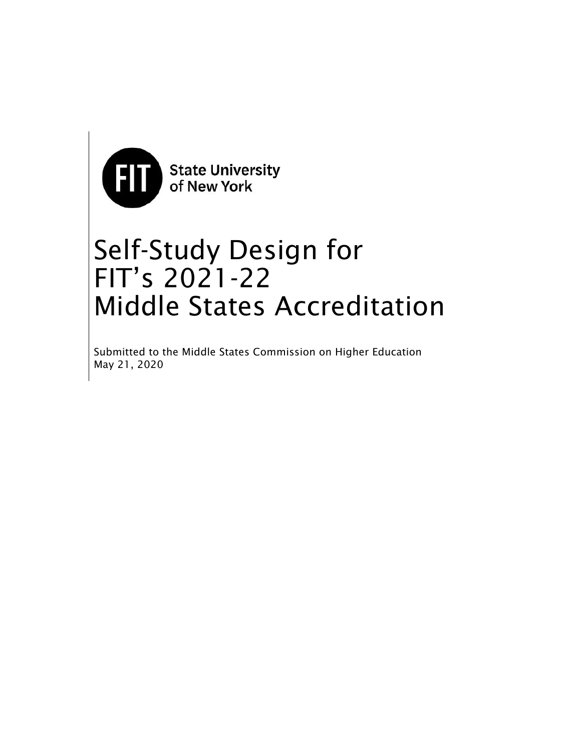FIT State University of New York

# Self-Study Design for FIT's 2021-22 Middle States Accreditation

Submitted to the Middle States Commission on Higher Education
May 21, 2020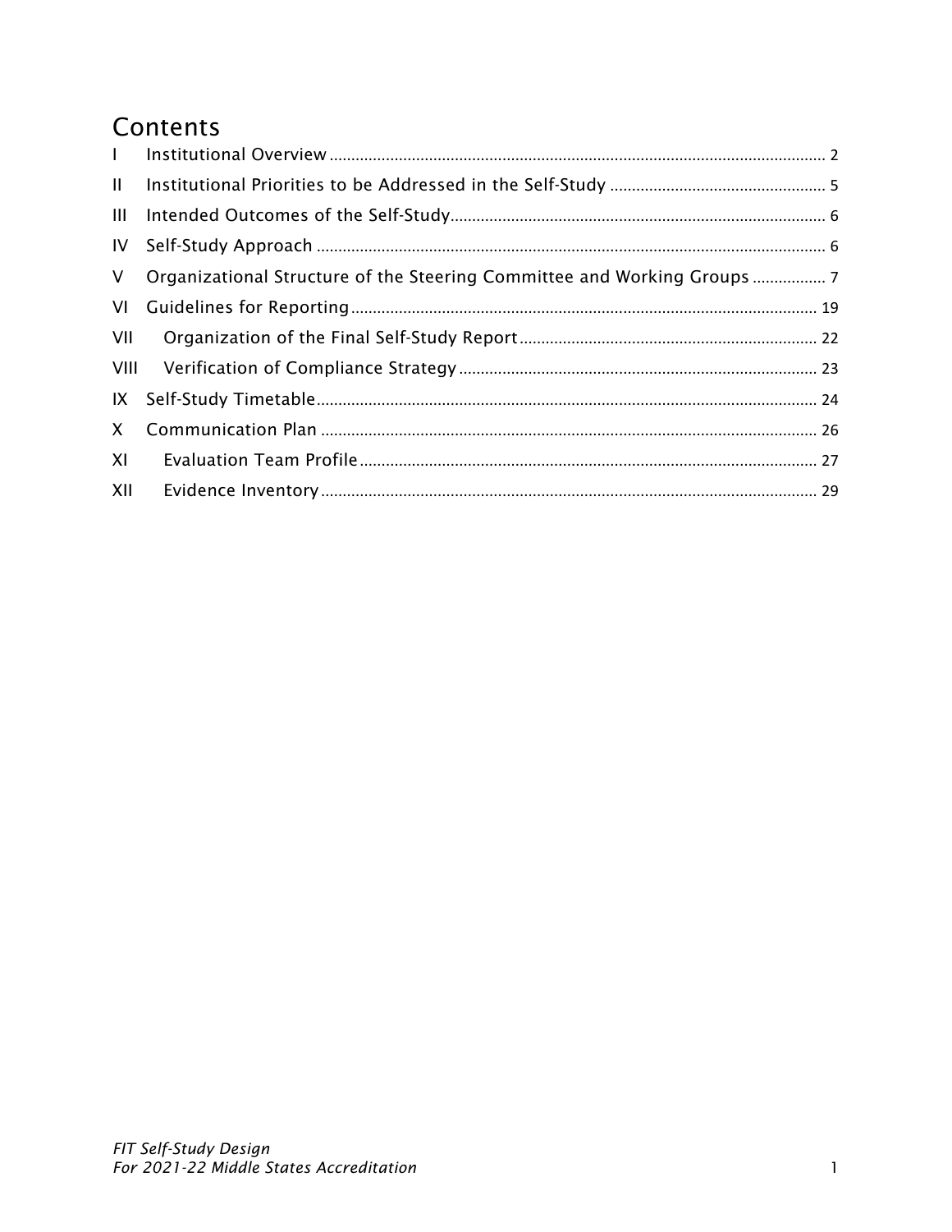# Contents

I Institutional Overview ........ 2
II Institutional Priorities to be Addressed in the Self-Study ........ 5
III Intended Outcomes of the Self-Study ........ 6
IV Self-Study Approach ........ 6
V Organizational Structure of the Steering Committee and Working Groups ........ 7
VI Guidelines for Reporting ........ 19
VII Organization of the Final Self-Study Report ........ 22
VIII Verification of Compliance Strategy ........ 23
IX Self-Study Timetable ........ 24
X Communication Plan ........ 26
XI Evaluation Team Profile ........ 27
XII Evidence Inventory ........ 29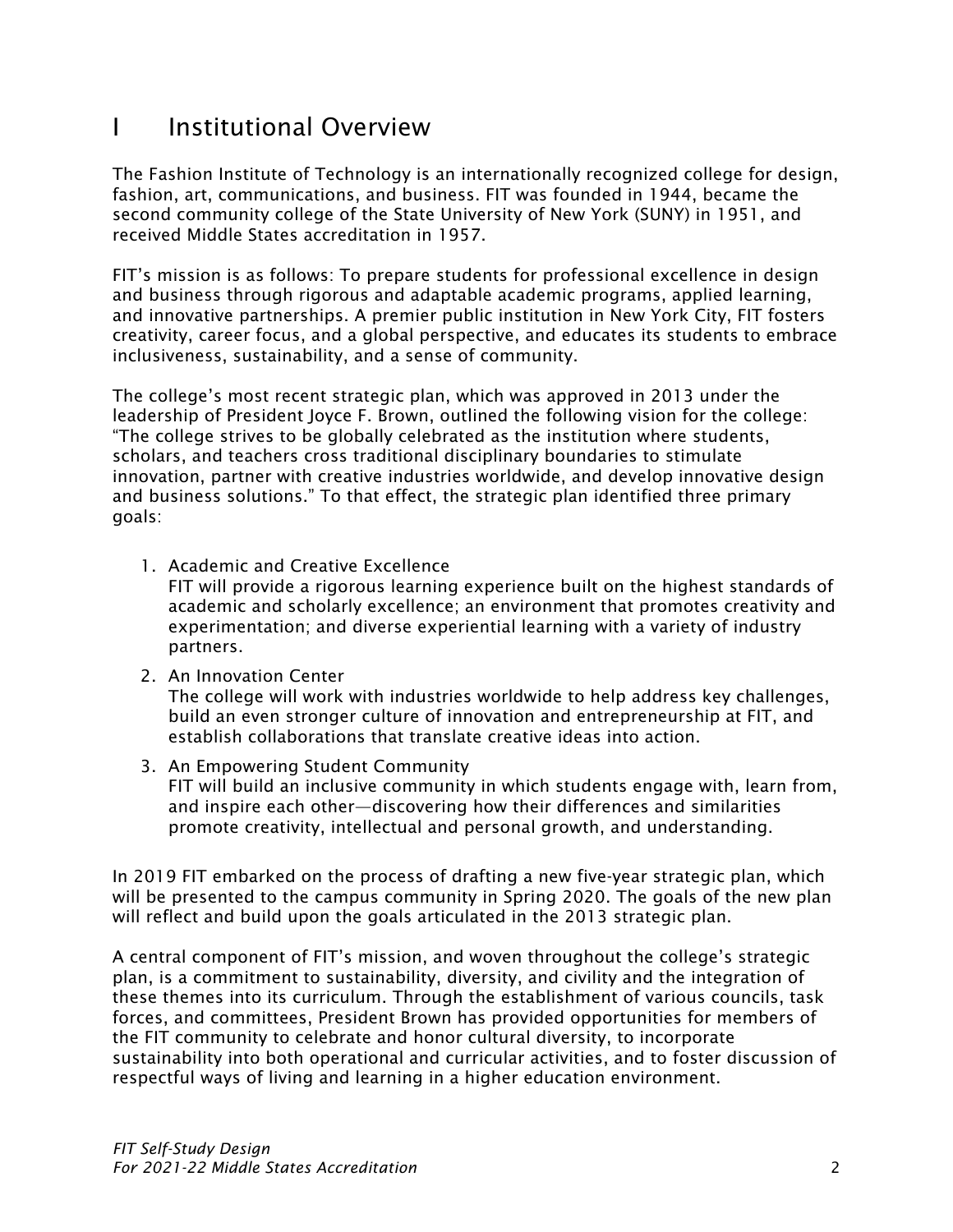# I Institutional Overview

The Fashion Institute of Technology is an internationally recognized college for design, fashion, art, communications, and business. FIT was founded in 1944, became the second community college of the State University of New York (SUNY) in 1951, and received Middle States accreditation in 1957.

FIT's mission is as follows: To prepare students for professional excellence in design and business through rigorous and adaptable academic programs, applied learning, and innovative partnerships. A premier public institution in New York City, FIT fosters creativity, career focus, and a global perspective, and educates its students to embrace inclusiveness, sustainability, and a sense of community.

The college's most recent strategic plan, which was approved in 2013 under the leadership of President Joyce F. Brown, outlined the following vision for the college: "The college strives to be globally celebrated as the institution where students, scholars, and teachers cross traditional disciplinary boundaries to stimulate innovation, partner with creative industries worldwide, and develop innovative design and business solutions." To that effect, the strategic plan identified three primary goals:

1. Academic and Creative Excellence
   FIT will provide a rigorous learning experience built on the highest standards of academic and scholarly excellence; an environment that promotes creativity and experimentation; and diverse experiential learning with a variety of industry partners.
2. An Innovation Center
   The college will work with industries worldwide to help address key challenges, build an even stronger culture of innovation and entrepreneurship at FIT, and establish collaborations that translate creative ideas into action.
3. An Empowering Student Community
   FIT will build an inclusive community in which students engage with, learn from, and inspire each other—discovering how their differences and similarities promote creativity, intellectual and personal growth, and understanding.

In 2019 FIT embarked on the process of drafting a new five-year strategic plan, which will be presented to the campus community in Spring 2020. The goals of the new plan will reflect and build upon the goals articulated in the 2013 strategic plan.

A central component of FIT's mission, and woven throughout the college's strategic plan, is a commitment to sustainability, diversity, and civility and the integration of these themes into its curriculum. Through the establishment of various councils, task forces, and committees, President Brown has provided opportunities for members of the FIT community to celebrate and honor cultural diversity, to incorporate sustainability into both operational and curricular activities, and to foster discussion of respectful ways of living and learning in a higher education environment.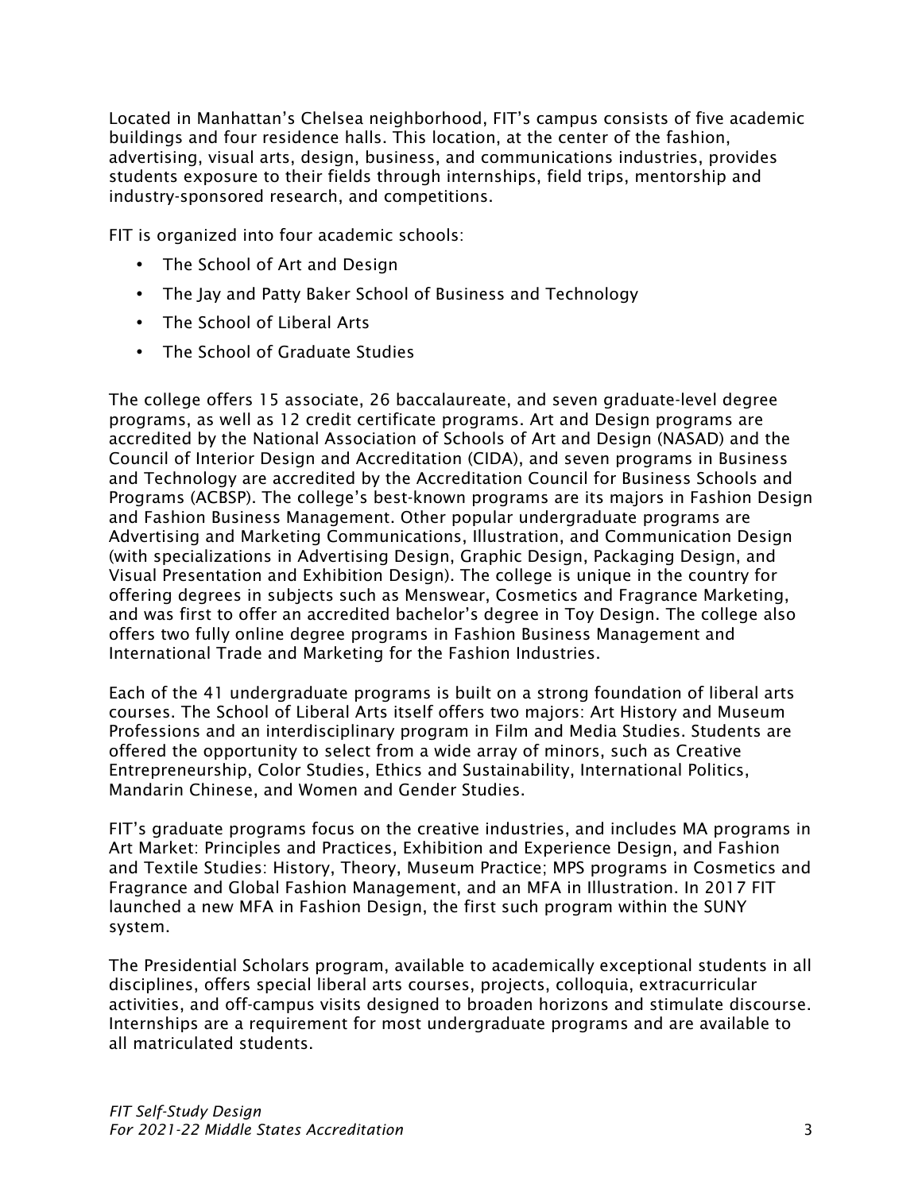Located in Manhattan's Chelsea neighborhood, FIT's campus consists of five academic buildings and four residence halls. This location, at the center of the fashion, advertising, visual arts, design, business, and communications industries, provides students exposure to their fields through internships, field trips, mentorship and industry-sponsored research, and competitions.

FIT is organized into four academic schools:

- The School of Art and Design
- The Jay and Patty Baker School of Business and Technology
- The School of Liberal Arts
- The School of Graduate Studies

The college offers 15 associate, 26 baccalaureate, and seven graduate-level degree programs, as well as 12 credit certificate programs. Art and Design programs are accredited by the National Association of Schools of Art and Design (NASAD) and the Council of Interior Design and Accreditation (CIDA), and seven programs in Business and Technology are accredited by the Accreditation Council for Business Schools and Programs (ACBSP). The college's best-known programs are its majors in Fashion Design and Fashion Business Management. Other popular undergraduate programs are Advertising and Marketing Communications, Illustration, and Communication Design (with specializations in Advertising Design, Graphic Design, Packaging Design, and Visual Presentation and Exhibition Design). The college is unique in the country for offering degrees in subjects such as Menswear, Cosmetics and Fragrance Marketing, and was first to offer an accredited bachelor's degree in Toy Design. The college also offers two fully online degree programs in Fashion Business Management and International Trade and Marketing for the Fashion Industries.

Each of the 41 undergraduate programs is built on a strong foundation of liberal arts courses. The School of Liberal Arts itself offers two majors: Art History and Museum Professions and an interdisciplinary program in Film and Media Studies. Students are offered the opportunity to select from a wide array of minors, such as Creative Entrepreneurship, Color Studies, Ethics and Sustainability, International Politics, Mandarin Chinese, and Women and Gender Studies.

FIT's graduate programs focus on the creative industries, and includes MA programs in Art Market: Principles and Practices, Exhibition and Experience Design, and Fashion and Textile Studies: History, Theory, Museum Practice; MPS programs in Cosmetics and Fragrance and Global Fashion Management, and an MFA in Illustration. In 2017 FIT launched a new MFA in Fashion Design, the first such program within the SUNY system.

The Presidential Scholars program, available to academically exceptional students in all disciplines, offers special liberal arts courses, projects, colloquia, extracurricular activities, and off-campus visits designed to broaden horizons and stimulate discourse. Internships are a requirement for most undergraduate programs and are available to all matriculated students.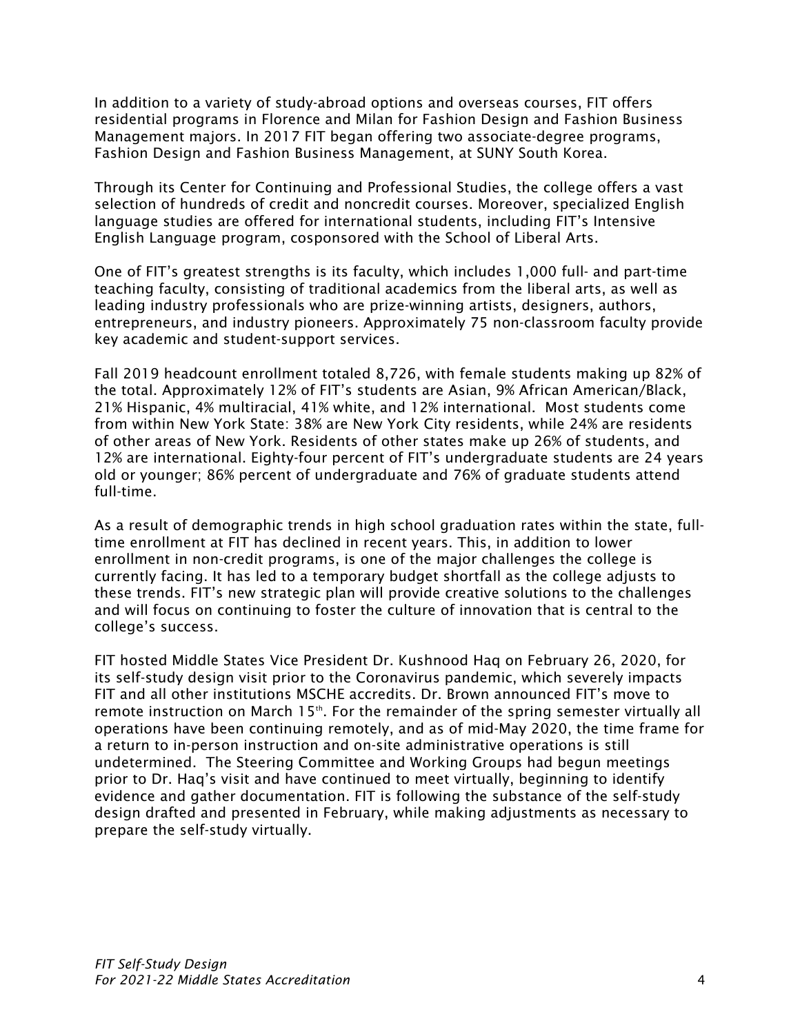In addition to a variety of study-abroad options and overseas courses, FIT offers residential programs in Florence and Milan for Fashion Design and Fashion Business Management majors. In 2017 FIT began offering two associate-degree programs, Fashion Design and Fashion Business Management, at SUNY South Korea.

Through its Center for Continuing and Professional Studies, the college offers a vast selection of hundreds of credit and noncredit courses. Moreover, specialized English language studies are offered for international students, including FIT's Intensive English Language program, cosponsored with the School of Liberal Arts.

One of FIT's greatest strengths is its faculty, which includes 1,000 full- and part-time teaching faculty, consisting of traditional academics from the liberal arts, as well as leading industry professionals who are prize-winning artists, designers, authors, entrepreneurs, and industry pioneers. Approximately 75 non-classroom faculty provide key academic and student-support services.

Fall 2019 headcount enrollment totaled 8,726, with female students making up 82% of the total. Approximately 12% of FIT's students are Asian, 9% African American/Black, 21% Hispanic, 4% multiracial, 41% white, and 12% international. Most students come from within New York State: 38% are New York City residents, while 24% are residents of other areas of New York. Residents of other states make up 26% of students, and 12% are international. Eighty-four percent of FIT's undergraduate students are 24 years old or younger; 86% percent of undergraduate and 76% of graduate students attend full-time.

As a result of demographic trends in high school graduation rates within the state, full-time enrollment at FIT has declined in recent years. This, in addition to lower enrollment in non-credit programs, is one of the major challenges the college is currently facing. It has led to a temporary budget shortfall as the college adjusts to these trends. FIT's new strategic plan will provide creative solutions to the challenges and will focus on continuing to foster the culture of innovation that is central to the college's success.

FIT hosted Middle States Vice President Dr. Kushnood Haq on February 26, 2020, for its self-study design visit prior to the Coronavirus pandemic, which severely impacts FIT and all other institutions MSCHE accredits. Dr. Brown announced FIT's move to remote instruction on March 15th. For the remainder of the spring semester virtually all operations have been continuing remotely, and as of mid-May 2020, the time frame for a return to in-person instruction and on-site administrative operations is still undetermined. The Steering Committee and Working Groups had begun meetings prior to Dr. Haq's visit and have continued to meet virtually, beginning to identify evidence and gather documentation. FIT is following the substance of the self-study design drafted and presented in February, while making adjustments as necessary to prepare the self-study virtually.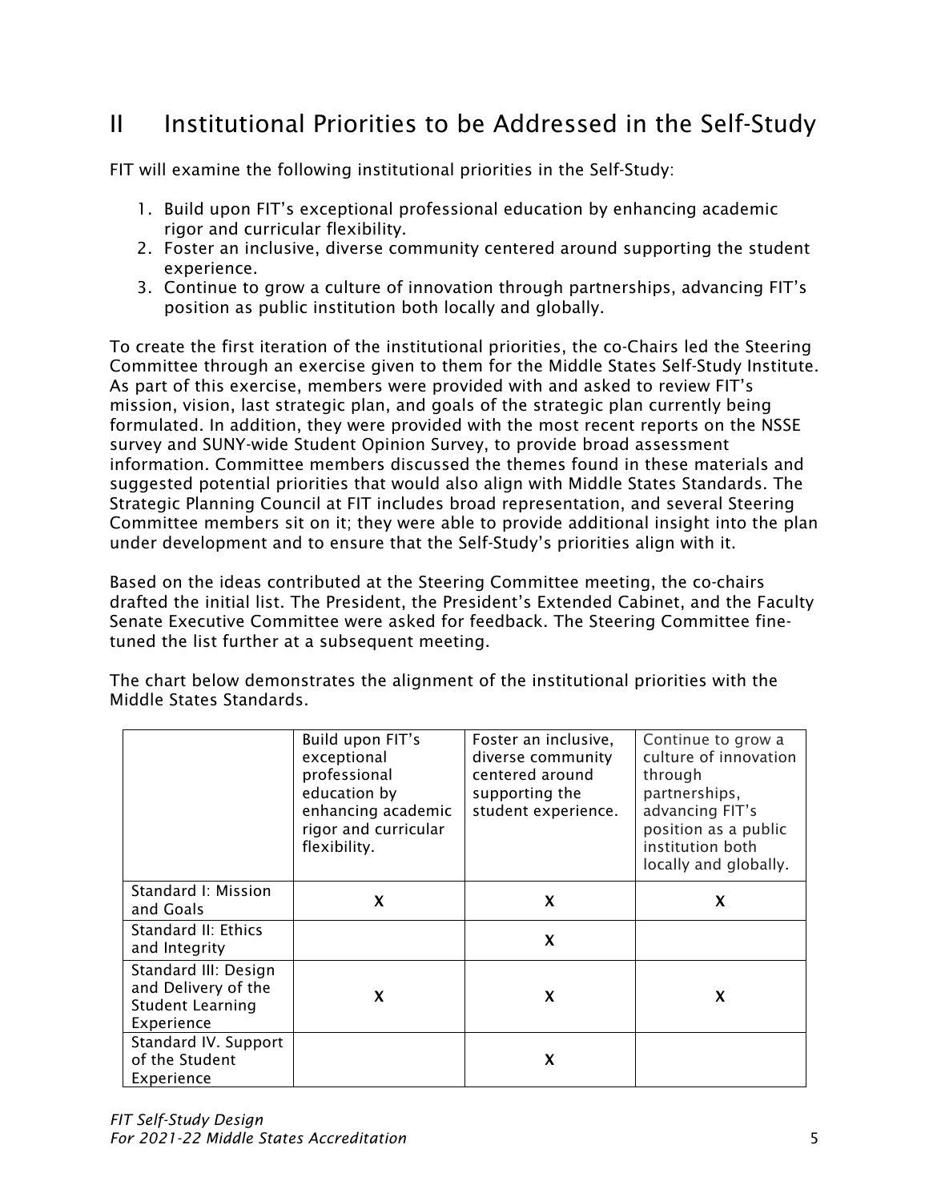## II Institutional Priorities to be Addressed in the Self-Study

FIT will examine the following institutional priorities in the Self-Study:

1. Build upon FIT's exceptional professional education by enhancing academic rigor and curricular flexibility.
2. Foster an inclusive, diverse community centered around supporting the student experience.
3. Continue to grow a culture of innovation through partnerships, advancing FIT's position as public institution both locally and globally.

To create the first iteration of the institutional priorities, the co-Chairs led the Steering Committee through an exercise given to them for the Middle States Self-Study Institute. As part of this exercise, members were provided with and asked to review FIT's mission, vision, last strategic plan, and goals of the strategic plan currently being formulated. In addition, they were provided with the most recent reports on the NSSE survey and SUNY-wide Student Opinion Survey, to provide broad assessment information. Committee members discussed the themes found in these materials and suggested potential priorities that would also align with Middle States Standards. The Strategic Planning Council at FIT includes broad representation, and several Steering Committee members sit on it; they were able to provide additional insight into the plan under development and to ensure that the Self-Study's priorities align with it.

Based on the ideas contributed at the Steering Committee meeting, the co-chairs drafted the initial list. The President, the President's Extended Cabinet, and the Faculty Senate Executive Committee were asked for feedback. The Steering Committee fine-tuned the list further at a subsequent meeting.

The chart below demonstrates the alignment of the institutional priorities with the Middle States Standards.

| | Build upon FIT's exceptional professional education by enhancing academic rigor and curricular flexibility. | Foster an inclusive, diverse community centered around supporting the student experience. | Continue to grow a culture of innovation through partnerships, advancing FIT's position as a public institution both locally and globally. |
|---|---|---|---|
| Standard I: Mission and Goals | X | X | X |
| Standard II: Ethics and Integrity | | X | |
| Standard III: Design and Delivery of the Student Learning Experience | X | X | X |
| Standard IV. Support of the Student Experience | | X | |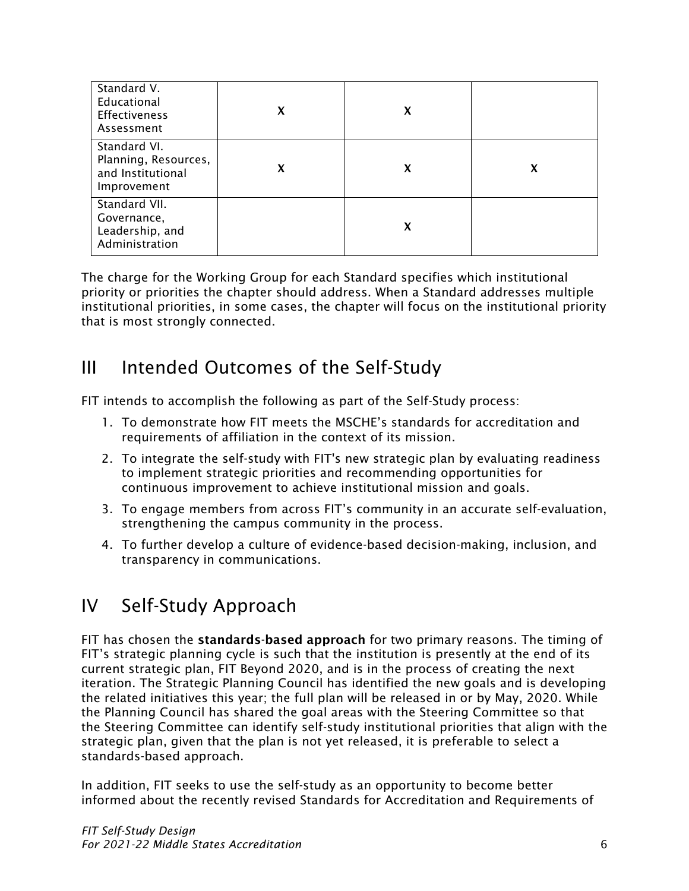| | | | |
|---|---|---|---|
| Standard V. Educational Effectiveness Assessment | X | X | |
| Standard VI. Planning, Resources, and Institutional Improvement | X | X | X |
| Standard VII. Governance, Leadership, and Administration | | X | |

The charge for the Working Group for each Standard specifies which institutional priority or priorities the chapter should address. When a Standard addresses multiple institutional priorities, in some cases, the chapter will focus on the institutional priority that is most strongly connected.

## III Intended Outcomes of the Self-Study

FIT intends to accomplish the following as part of the Self-Study process:

1. To demonstrate how FIT meets the MSCHE's standards for accreditation and requirements of affiliation in the context of its mission.
2. To integrate the self-study with FIT's new strategic plan by evaluating readiness to implement strategic priorities and recommending opportunities for continuous improvement to achieve institutional mission and goals.
3. To engage members from across FIT's community in an accurate self-evaluation, strengthening the campus community in the process.
4. To further develop a culture of evidence-based decision-making, inclusion, and transparency in communications.

## IV Self-Study Approach

FIT has chosen the **standards-based approach** for two primary reasons. The timing of FIT's strategic planning cycle is such that the institution is presently at the end of its current strategic plan, FIT Beyond 2020, and is in the process of creating the next iteration. The Strategic Planning Council has identified the new goals and is developing the related initiatives this year; the full plan will be released in or by May, 2020. While the Planning Council has shared the goal areas with the Steering Committee so that the Steering Committee can identify self-study institutional priorities that align with the strategic plan, given that the plan is not yet released, it is preferable to select a standards-based approach.

In addition, FIT seeks to use the self-study as an opportunity to become better informed about the recently revised Standards for Accreditation and Requirements of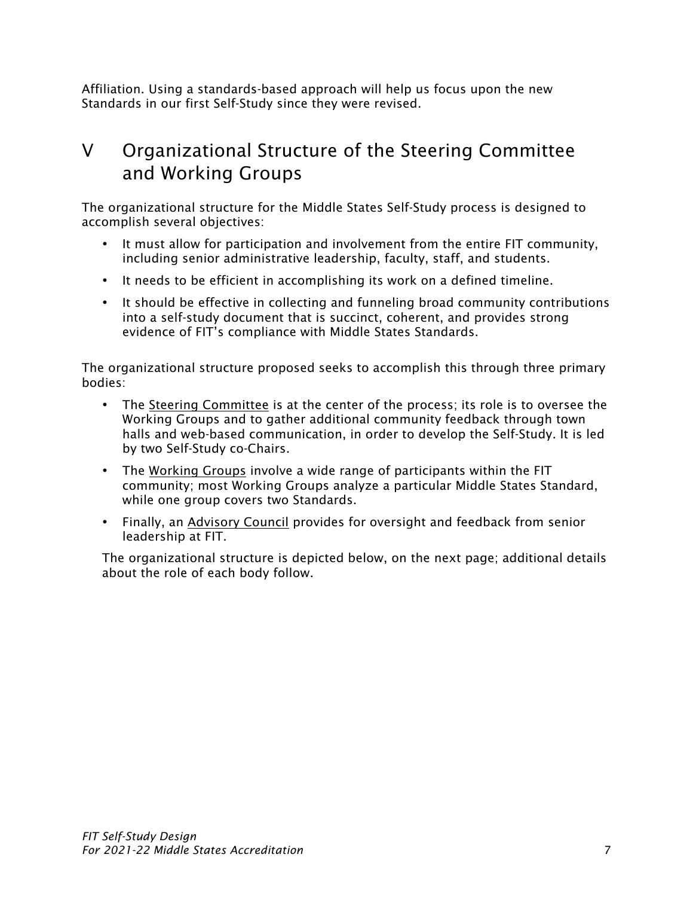Affiliation. Using a standards-based approach will help us focus upon the new Standards in our first Self-Study since they were revised.

# V Organizational Structure of the Steering Committee and Working Groups

The organizational structure for the Middle States Self-Study process is designed to accomplish several objectives:

- It must allow for participation and involvement from the entire FIT community, including senior administrative leadership, faculty, staff, and students.
- It needs to be efficient in accomplishing its work on a defined timeline.
- It should be effective in collecting and funneling broad community contributions into a self-study document that is succinct, coherent, and provides strong evidence of FIT's compliance with Middle States Standards.

The organizational structure proposed seeks to accomplish this through three primary bodies:

- The Steering Committee is at the center of the process; its role is to oversee the Working Groups and to gather additional community feedback through town halls and web-based communication, in order to develop the Self-Study. It is led by two Self-Study co-Chairs.
- The Working Groups involve a wide range of participants within the FIT community; most Working Groups analyze a particular Middle States Standard, while one group covers two Standards.
- Finally, an Advisory Council provides for oversight and feedback from senior leadership at FIT.

The organizational structure is depicted below, on the next page; additional details about the role of each body follow.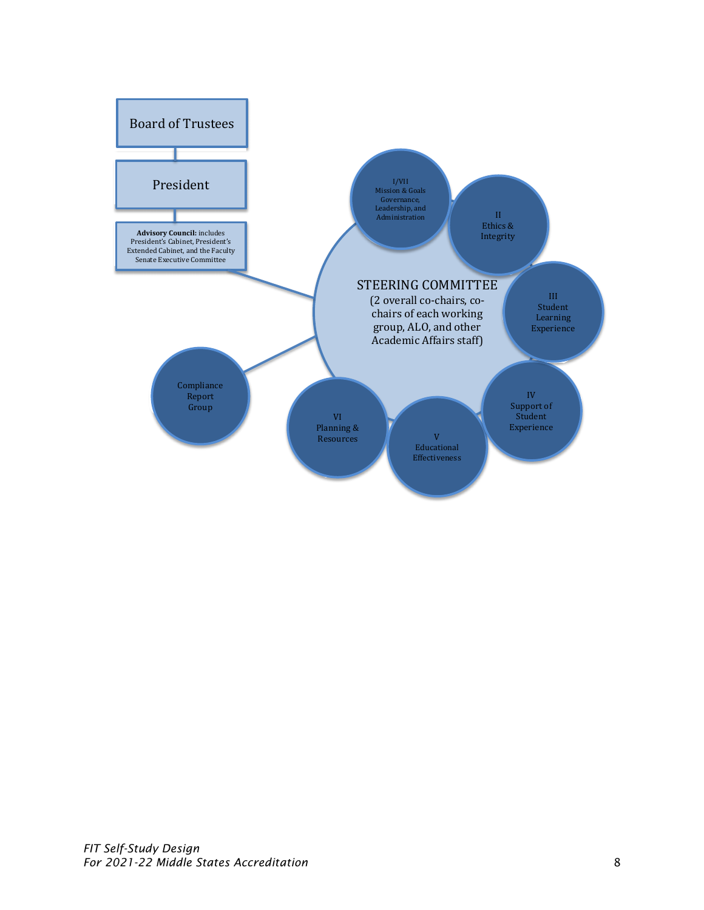Board of Trustees

President

**Advisory Council:** includes President's Cabinet, President's Extended Cabinet, and the Faculty Senate Executive Committee

STEERING COMMITTEE
(2 overall co-chairs, co-chairs of each working group, ALO, and other Academic Affairs staff)

I/VII
Mission & Goals
Governance, Leadership, and Administration

II
Ethics & Integrity

III
Student Learning Experience

IV
Support of Student Experience

V
Educational Effectiveness

VI
Planning & Resources

Compliance Report Group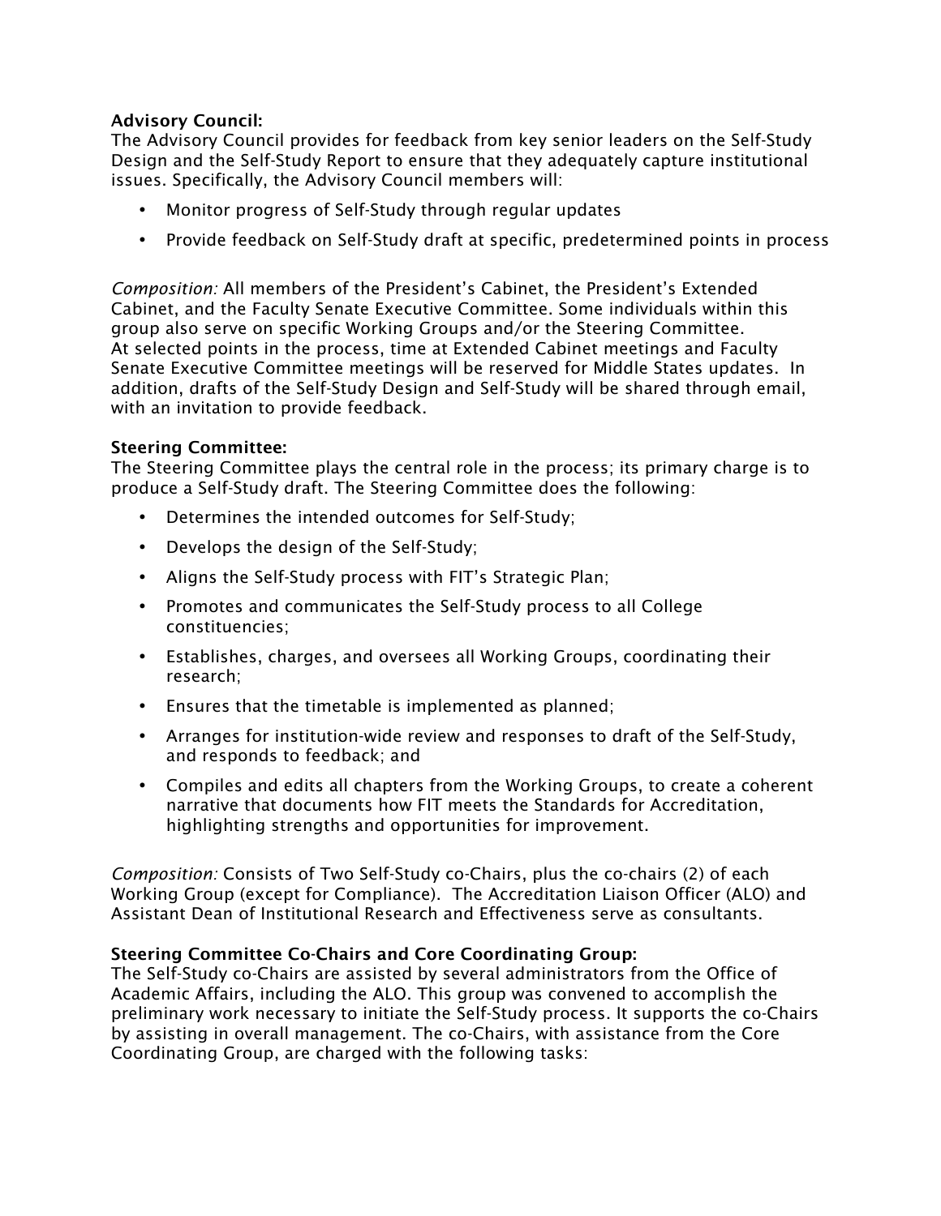**Advisory Council:**
The Advisory Council provides for feedback from key senior leaders on the Self-Study Design and the Self-Study Report to ensure that they adequately capture institutional issues. Specifically, the Advisory Council members will:

- Monitor progress of Self-Study through regular updates
- Provide feedback on Self-Study draft at specific, predetermined points in process

*Composition:* All members of the President's Cabinet, the President's Extended Cabinet, and the Faculty Senate Executive Committee. Some individuals within this group also serve on specific Working Groups and/or the Steering Committee. At selected points in the process, time at Extended Cabinet meetings and Faculty Senate Executive Committee meetings will be reserved for Middle States updates. In addition, drafts of the Self-Study Design and Self-Study will be shared through email, with an invitation to provide feedback.

**Steering Committee:**
The Steering Committee plays the central role in the process; its primary charge is to produce a Self-Study draft. The Steering Committee does the following:

- Determines the intended outcomes for Self-Study;
- Develops the design of the Self-Study;
- Aligns the Self-Study process with FIT's Strategic Plan;
- Promotes and communicates the Self-Study process to all College constituencies;
- Establishes, charges, and oversees all Working Groups, coordinating their research;
- Ensures that the timetable is implemented as planned;
- Arranges for institution-wide review and responses to draft of the Self-Study, and responds to feedback; and
- Compiles and edits all chapters from the Working Groups, to create a coherent narrative that documents how FIT meets the Standards for Accreditation, highlighting strengths and opportunities for improvement.

*Composition:* Consists of Two Self-Study co-Chairs, plus the co-chairs (2) of each Working Group (except for Compliance). The Accreditation Liaison Officer (ALO) and Assistant Dean of Institutional Research and Effectiveness serve as consultants.

**Steering Committee Co-Chairs and Core Coordinating Group:**
The Self-Study co-Chairs are assisted by several administrators from the Office of Academic Affairs, including the ALO. This group was convened to accomplish the preliminary work necessary to initiate the Self-Study process. It supports the co-Chairs by assisting in overall management. The co-Chairs, with assistance from the Core Coordinating Group, are charged with the following tasks: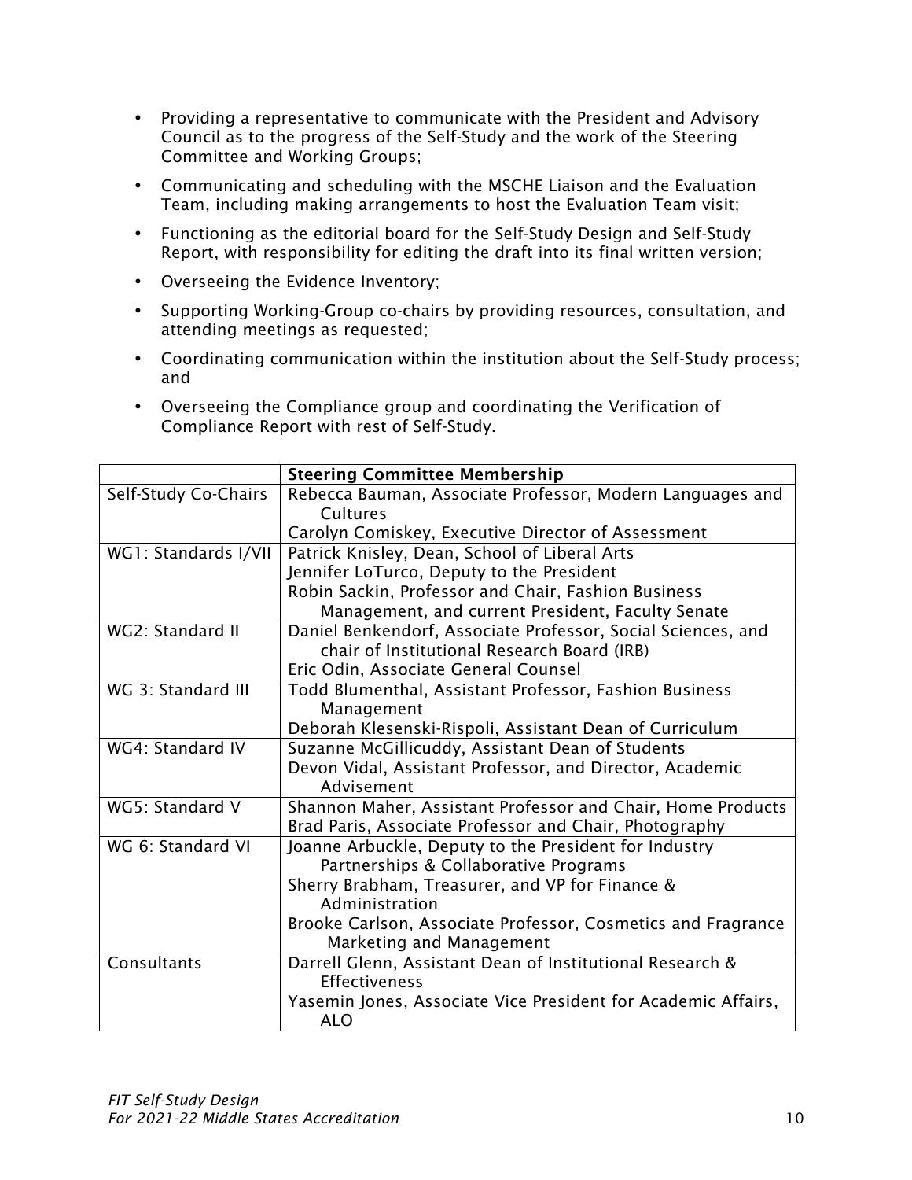- Providing a representative to communicate with the President and Advisory Council as to the progress of the Self-Study and the work of the Steering Committee and Working Groups;
- Communicating and scheduling with the MSCHE Liaison and the Evaluation Team, including making arrangements to host the Evaluation Team visit;
- Functioning as the editorial board for the Self-Study Design and Self-Study Report, with responsibility for editing the draft into its final written version;
- Overseeing the Evidence Inventory;
- Supporting Working-Group co-chairs by providing resources, consultation, and attending meetings as requested;
- Coordinating communication within the institution about the Self-Study process; and
- Overseeing the Compliance group and coordinating the Verification of Compliance Report with rest of Self-Study.

| | **Steering Committee Membership** |
|---|---|
| Self-Study Co-Chairs | Rebecca Bauman, Associate Professor, Modern Languages and Cultures<br>Carolyn Comiskey, Executive Director of Assessment |
| WG1: Standards I/VII | Patrick Knisley, Dean, School of Liberal Arts<br>Jennifer LoTurco, Deputy to the President<br>Robin Sackin, Professor and Chair, Fashion Business Management, and current President, Faculty Senate |
| WG2: Standard II | Daniel Benkendorf, Associate Professor, Social Sciences, and chair of Institutional Research Board (IRB)<br>Eric Odin, Associate General Counsel |
| WG 3: Standard III | Todd Blumenthal, Assistant Professor, Fashion Business Management<br>Deborah Klesenski-Rispoli, Assistant Dean of Curriculum |
| WG4: Standard IV | Suzanne McGillicuddy, Assistant Dean of Students<br>Devon Vidal, Assistant Professor, and Director, Academic Advisement |
| WG5: Standard V | Shannon Maher, Assistant Professor and Chair, Home Products<br>Brad Paris, Associate Professor and Chair, Photography |
| WG 6: Standard VI | Joanne Arbuckle, Deputy to the President for Industry Partnerships & Collaborative Programs<br>Sherry Brabham, Treasurer, and VP for Finance & Administration<br>Brooke Carlson, Associate Professor, Cosmetics and Fragrance Marketing and Management |
| Consultants | Darrell Glenn, Assistant Dean of Institutional Research & Effectiveness<br>Yasemin Jones, Associate Vice President for Academic Affairs, ALO |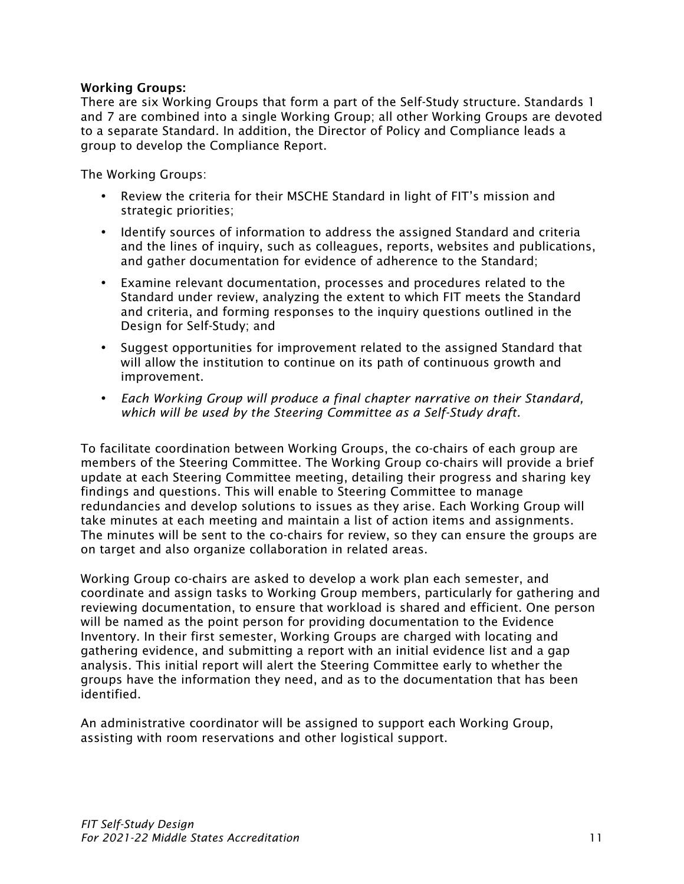**Working Groups:**
There are six Working Groups that form a part of the Self-Study structure. Standards 1 and 7 are combined into a single Working Group; all other Working Groups are devoted to a separate Standard. In addition, the Director of Policy and Compliance leads a group to develop the Compliance Report.

The Working Groups:

- Review the criteria for their MSCHE Standard in light of FIT's mission and strategic priorities;
- Identify sources of information to address the assigned Standard and criteria and the lines of inquiry, such as colleagues, reports, websites and publications, and gather documentation for evidence of adherence to the Standard;
- Examine relevant documentation, processes and procedures related to the Standard under review, analyzing the extent to which FIT meets the Standard and criteria, and forming responses to the inquiry questions outlined in the Design for Self-Study; and
- Suggest opportunities for improvement related to the assigned Standard that will allow the institution to continue on its path of continuous growth and improvement.
- *Each Working Group will produce a final chapter narrative on their Standard, which will be used by the Steering Committee as a Self-Study draft.*

To facilitate coordination between Working Groups, the co-chairs of each group are members of the Steering Committee. The Working Group co-chairs will provide a brief update at each Steering Committee meeting, detailing their progress and sharing key findings and questions. This will enable to Steering Committee to manage redundancies and develop solutions to issues as they arise. Each Working Group will take minutes at each meeting and maintain a list of action items and assignments. The minutes will be sent to the co-chairs for review, so they can ensure the groups are on target and also organize collaboration in related areas.

Working Group co-chairs are asked to develop a work plan each semester, and coordinate and assign tasks to Working Group members, particularly for gathering and reviewing documentation, to ensure that workload is shared and efficient. One person will be named as the point person for providing documentation to the Evidence Inventory. In their first semester, Working Groups are charged with locating and gathering evidence, and submitting a report with an initial evidence list and a gap analysis. This initial report will alert the Steering Committee early to whether the groups have the information they need, and as to the documentation that has been identified.

An administrative coordinator will be assigned to support each Working Group, assisting with room reservations and other logistical support.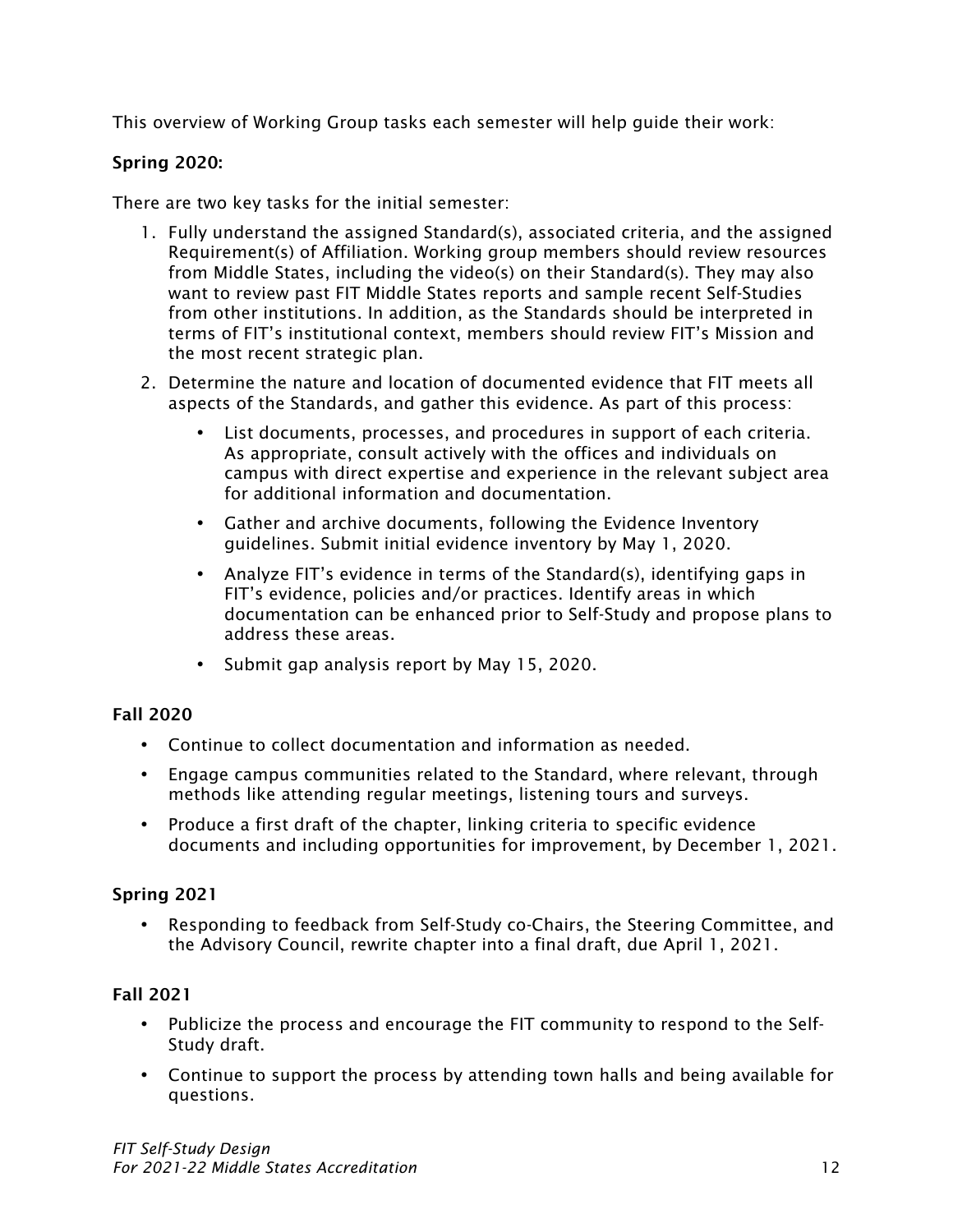This overview of Working Group tasks each semester will help guide their work:

**Spring 2020:**

There are two key tasks for the initial semester:

1. Fully understand the assigned Standard(s), associated criteria, and the assigned Requirement(s) of Affiliation. Working group members should review resources from Middle States, including the video(s) on their Standard(s). They may also want to review past FIT Middle States reports and sample recent Self-Studies from other institutions. In addition, as the Standards should be interpreted in terms of FIT's institutional context, members should review FIT's Mission and the most recent strategic plan.
2. Determine the nature and location of documented evidence that FIT meets all aspects of the Standards, and gather this evidence. As part of this process:
   - List documents, processes, and procedures in support of each criteria. As appropriate, consult actively with the offices and individuals on campus with direct expertise and experience in the relevant subject area for additional information and documentation.
   - Gather and archive documents, following the Evidence Inventory guidelines. Submit initial evidence inventory by May 1, 2020.
   - Analyze FIT's evidence in terms of the Standard(s), identifying gaps in FIT's evidence, policies and/or practices. Identify areas in which documentation can be enhanced prior to Self-Study and propose plans to address these areas.
   - Submit gap analysis report by May 15, 2020.

**Fall 2020**

- Continue to collect documentation and information as needed.
- Engage campus communities related to the Standard, where relevant, through methods like attending regular meetings, listening tours and surveys.
- Produce a first draft of the chapter, linking criteria to specific evidence documents and including opportunities for improvement, by December 1, 2021.

**Spring 2021**

- Responding to feedback from Self-Study co-Chairs, the Steering Committee, and the Advisory Council, rewrite chapter into a final draft, due April 1, 2021.

**Fall 2021**

- Publicize the process and encourage the FIT community to respond to the Self-Study draft.
- Continue to support the process by attending town halls and being available for questions.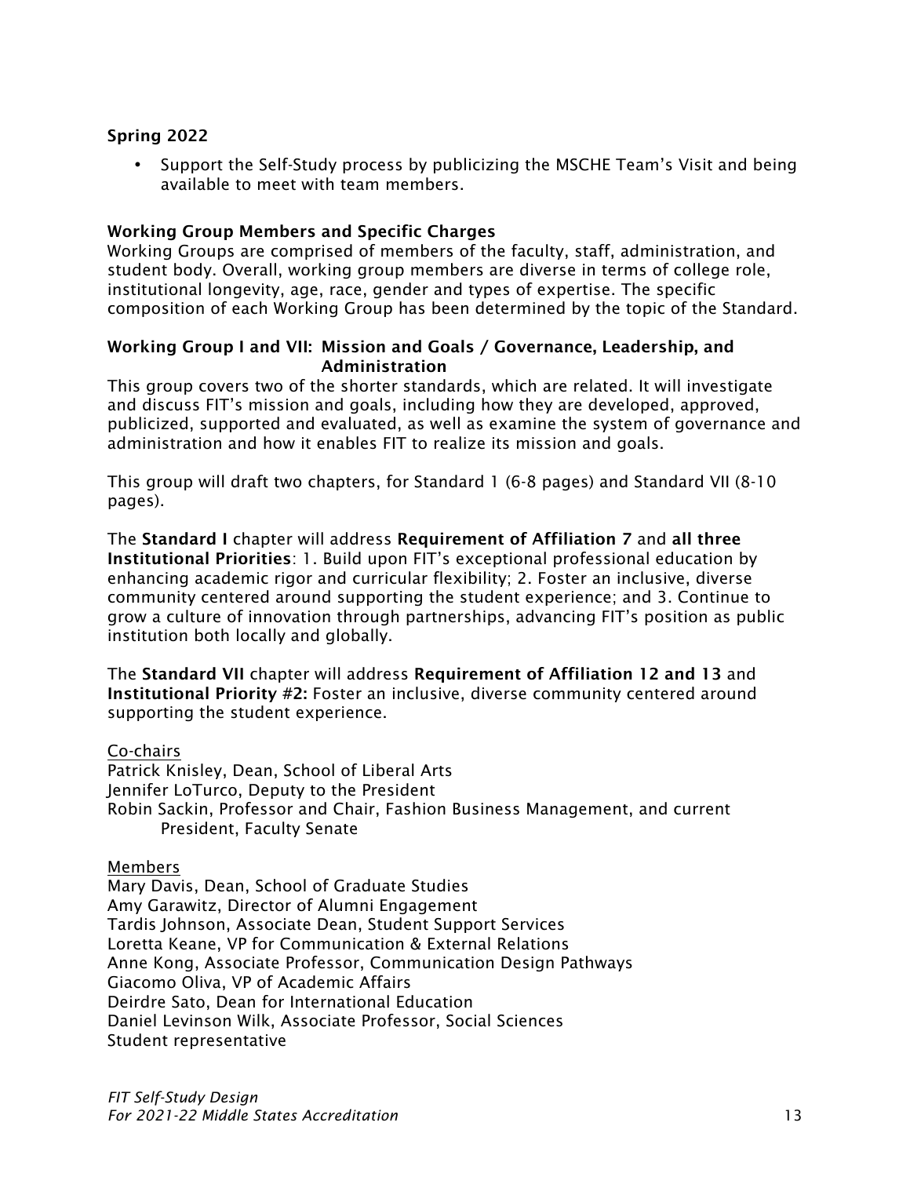**Spring 2022**

- Support the Self-Study process by publicizing the MSCHE Team's Visit and being available to meet with team members.

**Working Group Members and Specific Charges**

Working Groups are comprised of members of the faculty, staff, administration, and student body. Overall, working group members are diverse in terms of college role, institutional longevity, age, race, gender and types of expertise. The specific composition of each Working Group has been determined by the topic of the Standard.

**Working Group I and VII: Mission and Goals / Governance, Leadership, and Administration**

This group covers two of the shorter standards, which are related. It will investigate and discuss FIT's mission and goals, including how they are developed, approved, publicized, supported and evaluated, as well as examine the system of governance and administration and how it enables FIT to realize its mission and goals.

This group will draft two chapters, for Standard 1 (6-8 pages) and Standard VII (8-10 pages).

The **Standard I** chapter will address **Requirement of Affiliation 7** and **all three Institutional Priorities**: 1. Build upon FIT's exceptional professional education by enhancing academic rigor and curricular flexibility; 2. Foster an inclusive, diverse community centered around supporting the student experience; and 3. Continue to grow a culture of innovation through partnerships, advancing FIT's position as public institution both locally and globally.

The **Standard VII** chapter will address **Requirement of Affiliation 12 and 13** and **Institutional Priority #2:** Foster an inclusive, diverse community centered around supporting the student experience.

Co-chairs

Patrick Knisley, Dean, School of Liberal Arts
Jennifer LoTurco, Deputy to the President
Robin Sackin, Professor and Chair, Fashion Business Management, and current President, Faculty Senate

Members

Mary Davis, Dean, School of Graduate Studies
Amy Garawitz, Director of Alumni Engagement
Tardis Johnson, Associate Dean, Student Support Services
Loretta Keane, VP for Communication & External Relations
Anne Kong, Associate Professor, Communication Design Pathways
Giacomo Oliva, VP of Academic Affairs
Deirdre Sato, Dean for International Education
Daniel Levinson Wilk, Associate Professor, Social Sciences
Student representative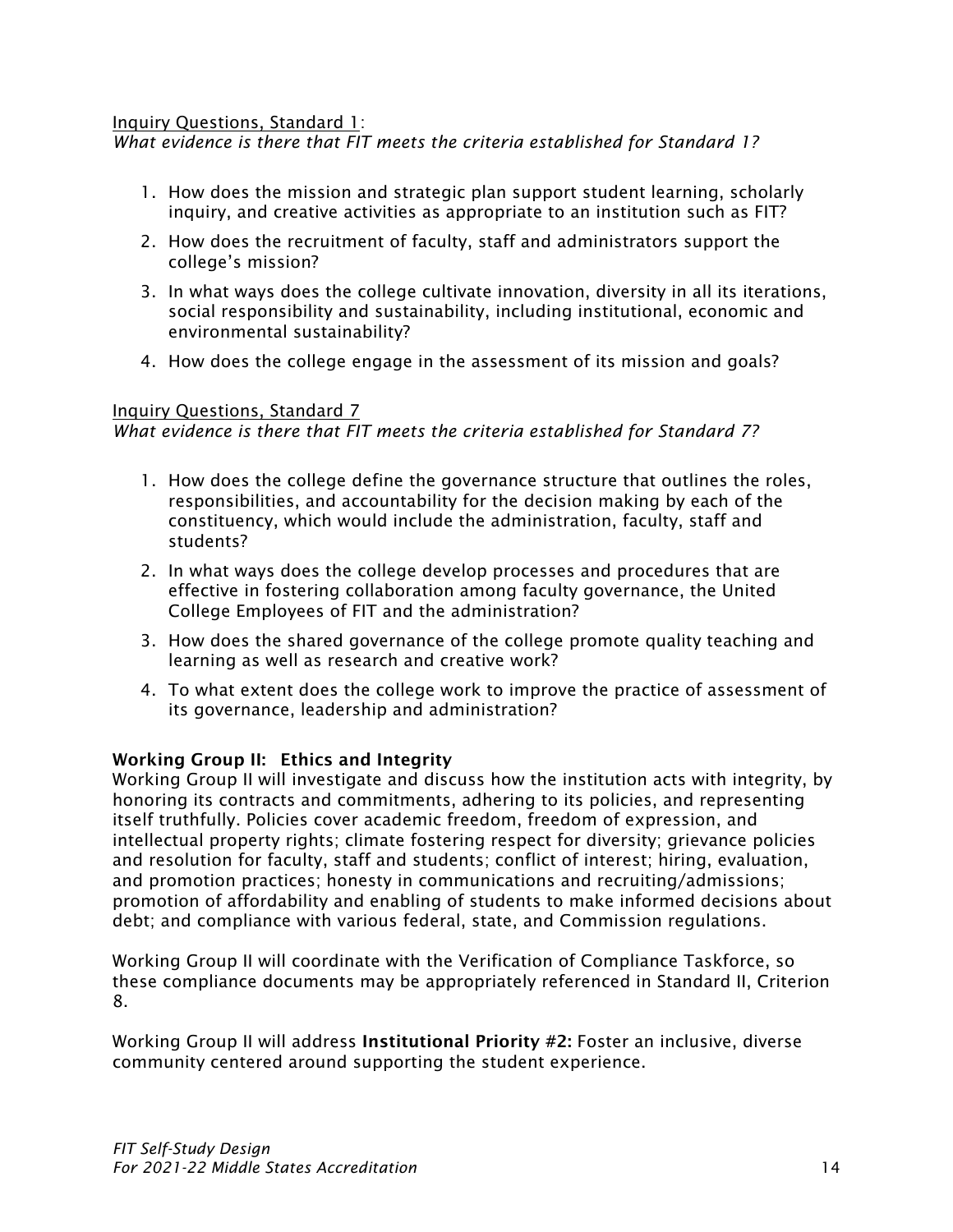<u>Inquiry Questions, Standard 1</u>:
*What evidence is there that FIT meets the criteria established for Standard 1?*

1. How does the mission and strategic plan support student learning, scholarly inquiry, and creative activities as appropriate to an institution such as FIT?
2. How does the recruitment of faculty, staff and administrators support the college's mission?
3. In what ways does the college cultivate innovation, diversity in all its iterations, social responsibility and sustainability, including institutional, economic and environmental sustainability?
4. How does the college engage in the assessment of its mission and goals?

<u>Inquiry Questions, Standard 7</u>
*What evidence is there that FIT meets the criteria established for Standard 7?*

1. How does the college define the governance structure that outlines the roles, responsibilities, and accountability for the decision making by each of the constituency, which would include the administration, faculty, staff and students?
2. In what ways does the college develop processes and procedures that are effective in fostering collaboration among faculty governance, the United College Employees of FIT and the administration?
3. How does the shared governance of the college promote quality teaching and learning as well as research and creative work?
4. To what extent does the college work to improve the practice of assessment of its governance, leadership and administration?

**Working Group II: Ethics and Integrity**
Working Group II will investigate and discuss how the institution acts with integrity, by honoring its contracts and commitments, adhering to its policies, and representing itself truthfully. Policies cover academic freedom, freedom of expression, and intellectual property rights; climate fostering respect for diversity; grievance policies and resolution for faculty, staff and students; conflict of interest; hiring, evaluation, and promotion practices; honesty in communications and recruiting/admissions; promotion of affordability and enabling of students to make informed decisions about debt; and compliance with various federal, state, and Commission regulations.

Working Group II will coordinate with the Verification of Compliance Taskforce, so these compliance documents may be appropriately referenced in Standard II, Criterion 8.

Working Group II will address **Institutional Priority #2:** Foster an inclusive, diverse community centered around supporting the student experience.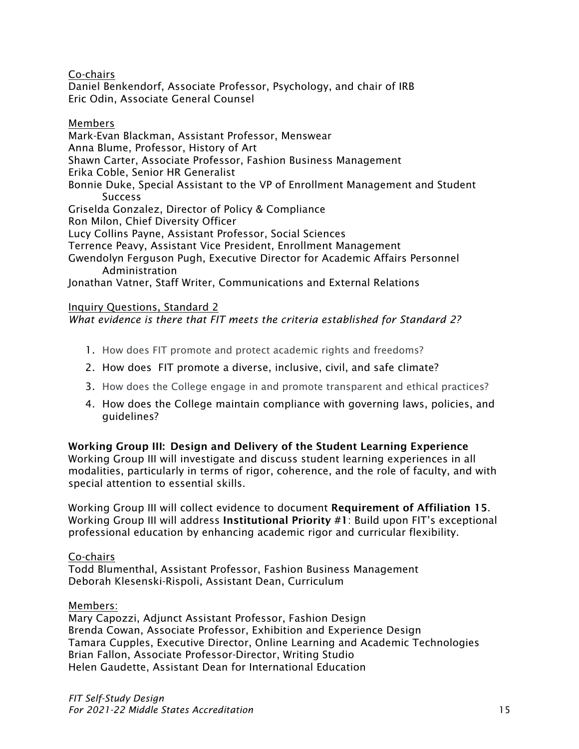Co-chairs

Daniel Benkendorf, Associate Professor, Psychology, and chair of IRB
Eric Odin, Associate General Counsel

Members

Mark-Evan Blackman, Assistant Professor, Menswear
Anna Blume, Professor, History of Art
Shawn Carter, Associate Professor, Fashion Business Management
Erika Coble, Senior HR Generalist
Bonnie Duke, Special Assistant to the VP of Enrollment Management and Student Success
Griselda Gonzalez, Director of Policy & Compliance
Ron Milon, Chief Diversity Officer
Lucy Collins Payne, Assistant Professor, Social Sciences
Terrence Peavy, Assistant Vice President, Enrollment Management
Gwendolyn Ferguson Pugh, Executive Director for Academic Affairs Personnel Administration
Jonathan Vatner, Staff Writer, Communications and External Relations

Inquiry Questions, Standard 2

*What evidence is there that FIT meets the criteria established for Standard 2?*

1. How does FIT promote and protect academic rights and freedoms?
2. How does FIT promote a diverse, inclusive, civil, and safe climate?
3. How does the College engage in and promote transparent and ethical practices?
4. How does the College maintain compliance with governing laws, policies, and guidelines?

**Working Group III: Design and Delivery of the Student Learning Experience**

Working Group III will investigate and discuss student learning experiences in all modalities, particularly in terms of rigor, coherence, and the role of faculty, and with special attention to essential skills.

Working Group III will collect evidence to document **Requirement of Affiliation 15**. Working Group III will address **Institutional Priority #1**: Build upon FIT's exceptional professional education by enhancing academic rigor and curricular flexibility.

Co-chairs

Todd Blumenthal, Assistant Professor, Fashion Business Management
Deborah Klesenski-Rispoli, Assistant Dean, Curriculum

Members:

Mary Capozzi, Adjunct Assistant Professor, Fashion Design
Brenda Cowan, Associate Professor, Exhibition and Experience Design
Tamara Cupples, Executive Director, Online Learning and Academic Technologies
Brian Fallon, Associate Professor-Director, Writing Studio
Helen Gaudette, Assistant Dean for International Education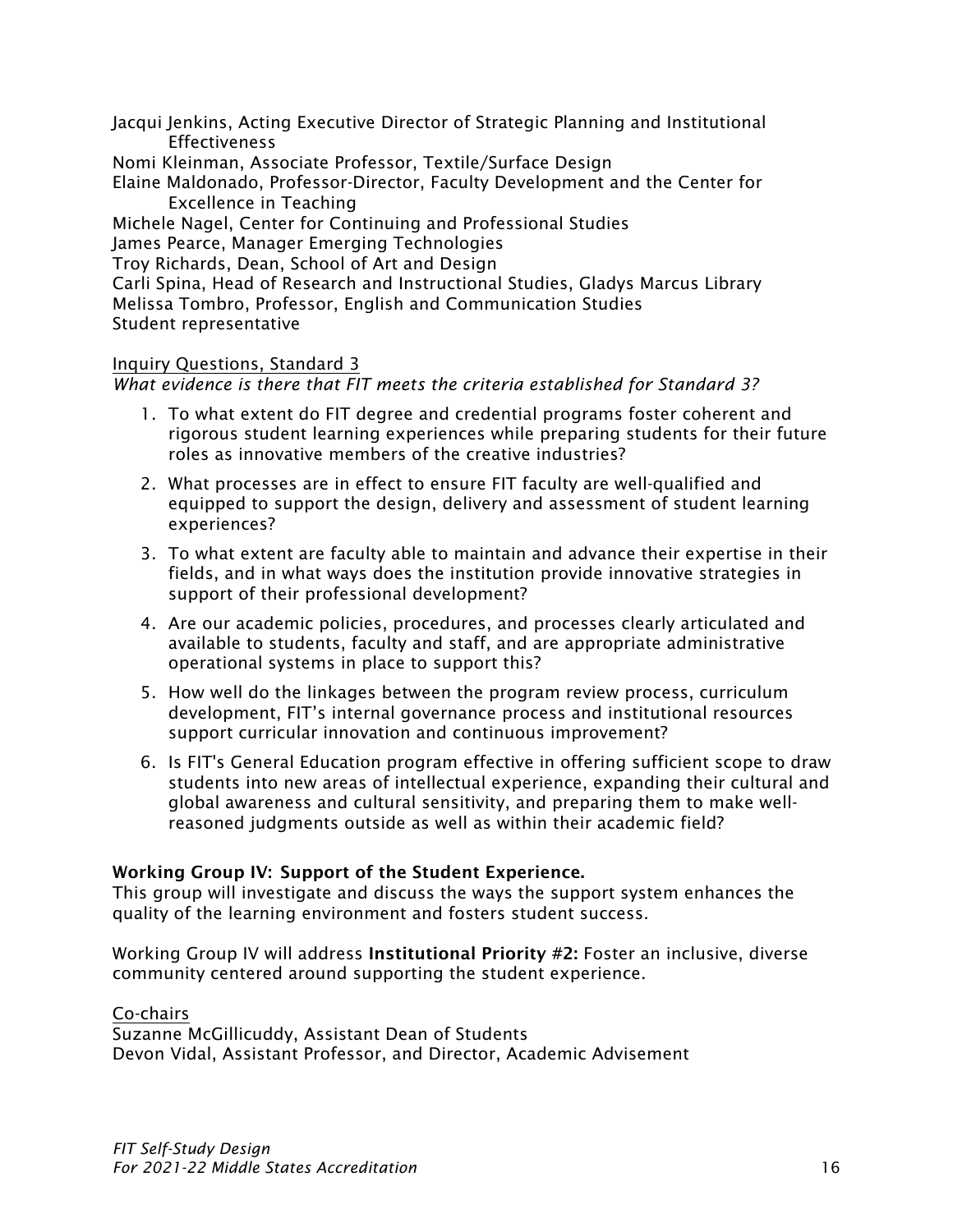Jacqui Jenkins, Acting Executive Director of Strategic Planning and Institutional Effectiveness
Nomi Kleinman, Associate Professor, Textile/Surface Design
Elaine Maldonado, Professor-Director, Faculty Development and the Center for Excellence in Teaching
Michele Nagel, Center for Continuing and Professional Studies
James Pearce, Manager Emerging Technologies
Troy Richards, Dean, School of Art and Design
Carli Spina, Head of Research and Instructional Studies, Gladys Marcus Library
Melissa Tombro, Professor, English and Communication Studies
Student representative

Inquiry Questions, Standard 3
*What evidence is there that FIT meets the criteria established for Standard 3?*

1. To what extent do FIT degree and credential programs foster coherent and rigorous student learning experiences while preparing students for their future roles as innovative members of the creative industries?
2. What processes are in effect to ensure FIT faculty are well-qualified and equipped to support the design, delivery and assessment of student learning experiences?
3. To what extent are faculty able to maintain and advance their expertise in their fields, and in what ways does the institution provide innovative strategies in support of their professional development?
4. Are our academic policies, procedures, and processes clearly articulated and available to students, faculty and staff, and are appropriate administrative operational systems in place to support this?
5. How well do the linkages between the program review process, curriculum development, FIT's internal governance process and institutional resources support curricular innovation and continuous improvement?
6. Is FIT's General Education program effective in offering sufficient scope to draw students into new areas of intellectual experience, expanding their cultural and global awareness and cultural sensitivity, and preparing them to make well-reasoned judgments outside as well as within their academic field?

**Working Group IV: Support of the Student Experience.**
This group will investigate and discuss the ways the support system enhances the quality of the learning environment and fosters student success.

Working Group IV will address **Institutional Priority #2:** Foster an inclusive, diverse community centered around supporting the student experience.

Co-chairs
Suzanne McGillicuddy, Assistant Dean of Students
Devon Vidal, Assistant Professor, and Director, Academic Advisement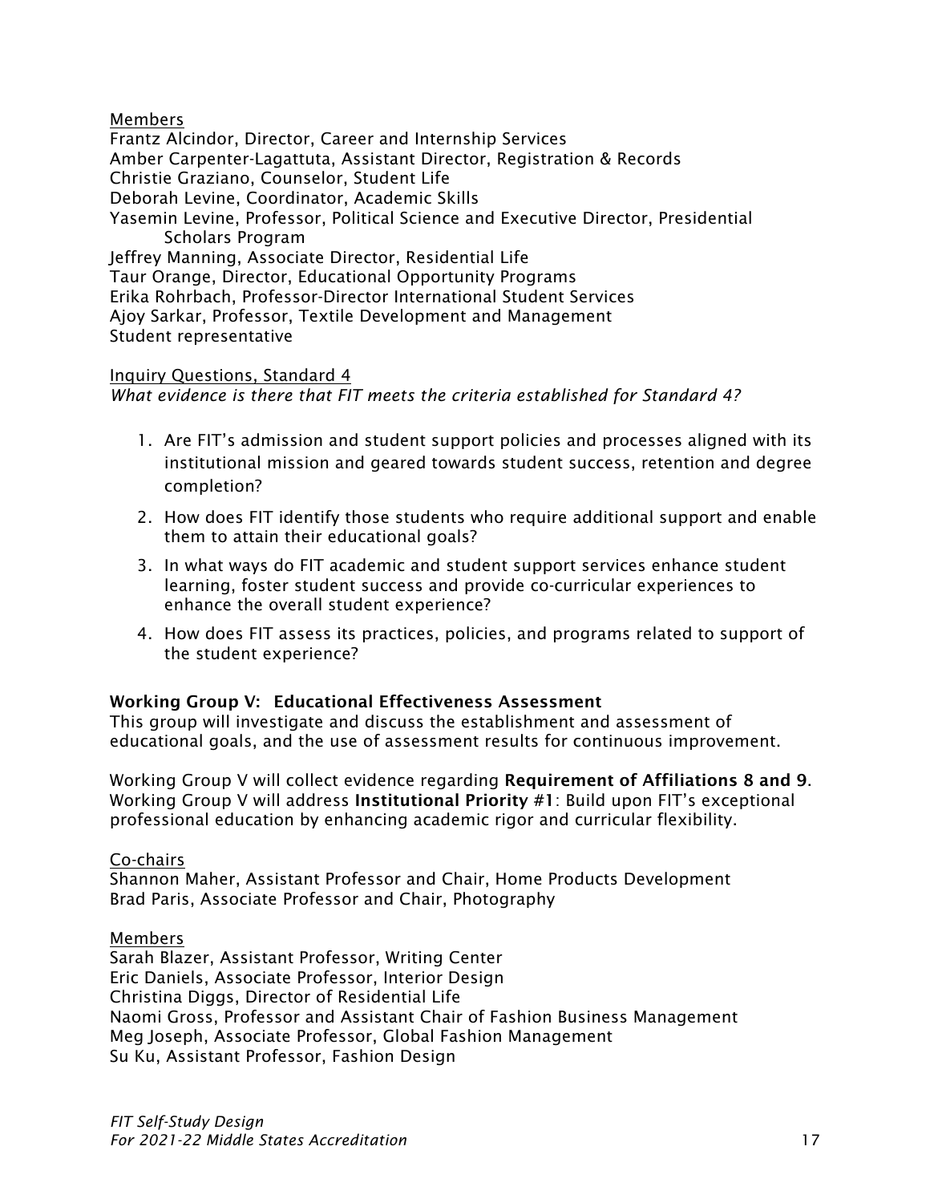Members

Frantz Alcindor, Director, Career and Internship Services
Amber Carpenter-Lagattuta, Assistant Director, Registration & Records
Christie Graziano, Counselor, Student Life
Deborah Levine, Coordinator, Academic Skills
Yasemin Levine, Professor, Political Science and Executive Director, Presidential Scholars Program
Jeffrey Manning, Associate Director, Residential Life
Taur Orange, Director, Educational Opportunity Programs
Erika Rohrbach, Professor-Director International Student Services
Ajoy Sarkar, Professor, Textile Development and Management
Student representative

Inquiry Questions, Standard 4

*What evidence is there that FIT meets the criteria established for Standard 4?*

1. Are FIT's admission and student support policies and processes aligned with its institutional mission and geared towards student success, retention and degree completion?
2. How does FIT identify those students who require additional support and enable them to attain their educational goals?
3. In what ways do FIT academic and student support services enhance student learning, foster student success and provide co-curricular experiences to enhance the overall student experience?
4. How does FIT assess its practices, policies, and programs related to support of the student experience?

**Working Group V: Educational Effectiveness Assessment**

This group will investigate and discuss the establishment and assessment of educational goals, and the use of assessment results for continuous improvement.

Working Group V will collect evidence regarding **Requirement of Affiliations 8 and 9**. Working Group V will address **Institutional Priority #1**: Build upon FIT's exceptional professional education by enhancing academic rigor and curricular flexibility.

Co-chairs

Shannon Maher, Assistant Professor and Chair, Home Products Development
Brad Paris, Associate Professor and Chair, Photography

Members

Sarah Blazer, Assistant Professor, Writing Center
Eric Daniels, Associate Professor, Interior Design
Christina Diggs, Director of Residential Life
Naomi Gross, Professor and Assistant Chair of Fashion Business Management
Meg Joseph, Associate Professor, Global Fashion Management
Su Ku, Assistant Professor, Fashion Design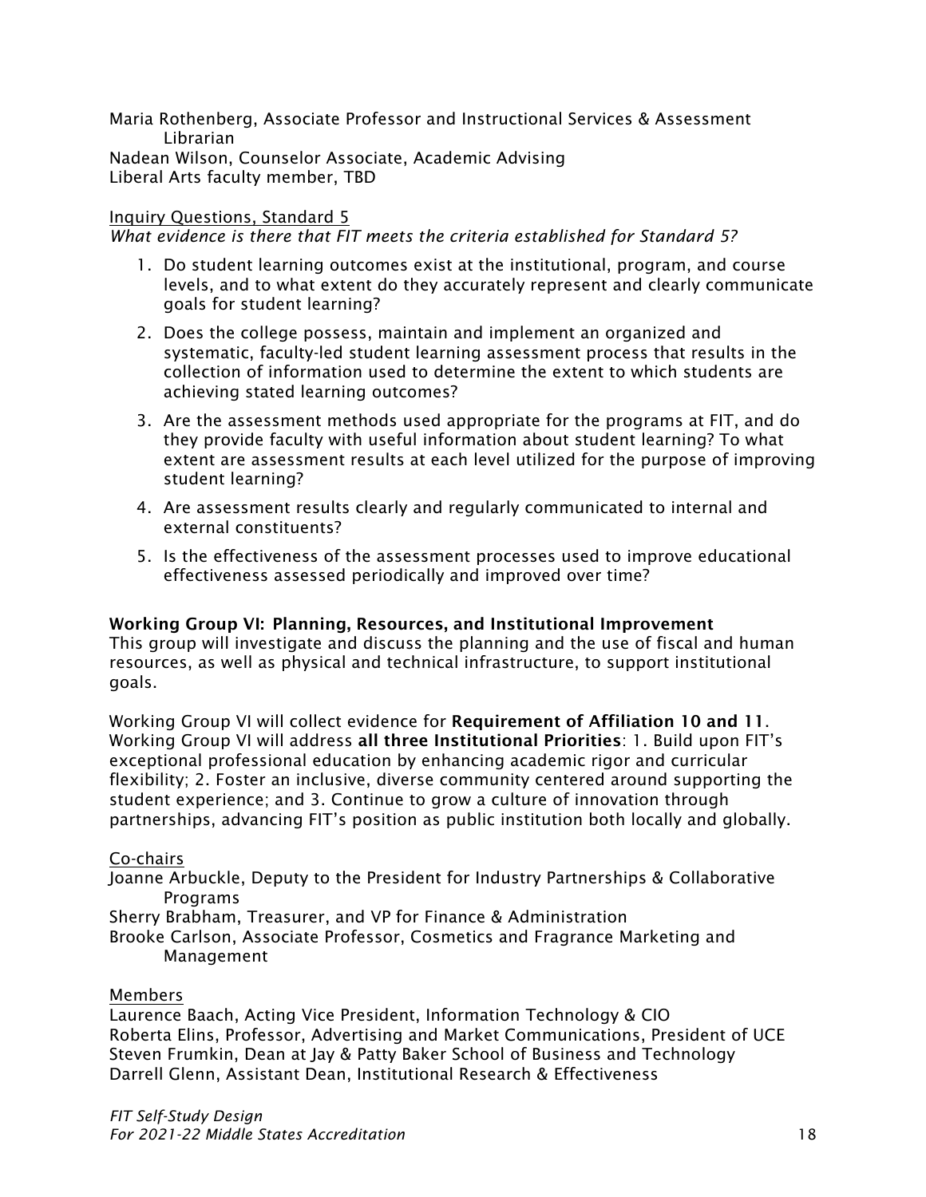Maria Rothenberg, Associate Professor and Instructional Services & Assessment Librarian
Nadean Wilson, Counselor Associate, Academic Advising
Liberal Arts faculty member, TBD

Inquiry Questions, Standard 5

*What evidence is there that FIT meets the criteria established for Standard 5?*

1. Do student learning outcomes exist at the institutional, program, and course levels, and to what extent do they accurately represent and clearly communicate goals for student learning?
2. Does the college possess, maintain and implement an organized and systematic, faculty-led student learning assessment process that results in the collection of information used to determine the extent to which students are achieving stated learning outcomes?
3. Are the assessment methods used appropriate for the programs at FIT, and do they provide faculty with useful information about student learning? To what extent are assessment results at each level utilized for the purpose of improving student learning?
4. Are assessment results clearly and regularly communicated to internal and external constituents?
5. Is the effectiveness of the assessment processes used to improve educational effectiveness assessed periodically and improved over time?

**Working Group VI: Planning, Resources, and Institutional Improvement**

This group will investigate and discuss the planning and the use of fiscal and human resources, as well as physical and technical infrastructure, to support institutional goals.

Working Group VI will collect evidence for **Requirement of Affiliation 10 and 11**. Working Group VI will address **all three Institutional Priorities**: 1. Build upon FIT's exceptional professional education by enhancing academic rigor and curricular flexibility; 2. Foster an inclusive, diverse community centered around supporting the student experience; and 3. Continue to grow a culture of innovation through partnerships, advancing FIT's position as public institution both locally and globally.

Co-chairs

Joanne Arbuckle, Deputy to the President for Industry Partnerships & Collaborative Programs
Sherry Brabham, Treasurer, and VP for Finance & Administration
Brooke Carlson, Associate Professor, Cosmetics and Fragrance Marketing and Management

Members

Laurence Baach, Acting Vice President, Information Technology & CIO
Roberta Elins, Professor, Advertising and Market Communications, President of UCE
Steven Frumkin, Dean at Jay & Patty Baker School of Business and Technology
Darrell Glenn, Assistant Dean, Institutional Research & Effectiveness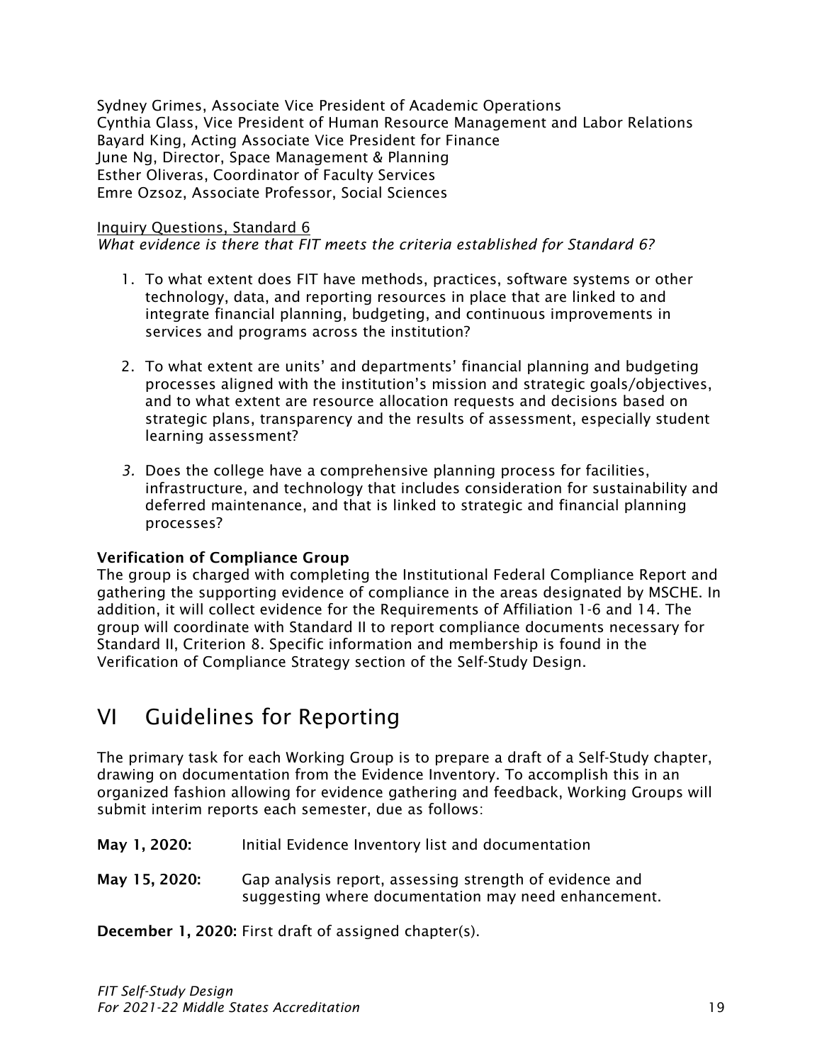Sydney Grimes, Associate Vice President of Academic Operations
Cynthia Glass, Vice President of Human Resource Management and Labor Relations
Bayard King, Acting Associate Vice President for Finance
June Ng, Director, Space Management & Planning
Esther Oliveras, Coordinator of Faculty Services
Emre Ozsoz, Associate Professor, Social Sciences

<u>Inquiry Questions, Standard 6</u>
*What evidence is there that FIT meets the criteria established for Standard 6?*

1. To what extent does FIT have methods, practices, software systems or other technology, data, and reporting resources in place that are linked to and integrate financial planning, budgeting, and continuous improvements in services and programs across the institution?

2. To what extent are units' and departments' financial planning and budgeting processes aligned with the institution's mission and strategic goals/objectives, and to what extent are resource allocation requests and decisions based on strategic plans, transparency and the results of assessment, especially student learning assessment?

3. Does the college have a comprehensive planning process for facilities, infrastructure, and technology that includes consideration for sustainability and deferred maintenance, and that is linked to strategic and financial planning processes?

**Verification of Compliance Group**
The group is charged with completing the Institutional Federal Compliance Report and gathering the supporting evidence of compliance in the areas designated by MSCHE. In addition, it will collect evidence for the Requirements of Affiliation 1-6 and 14. The group will coordinate with Standard II to report compliance documents necessary for Standard II, Criterion 8. Specific information and membership is found in the Verification of Compliance Strategy section of the Self-Study Design.

# VI Guidelines for Reporting

The primary task for each Working Group is to prepare a draft of a Self-Study chapter, drawing on documentation from the Evidence Inventory. To accomplish this in an organized fashion allowing for evidence gathering and feedback, Working Groups will submit interim reports each semester, due as follows:

**May 1, 2020:** Initial Evidence Inventory list and documentation

**May 15, 2020:** Gap analysis report, assessing strength of evidence and suggesting where documentation may need enhancement.

**December 1, 2020:** First draft of assigned chapter(s).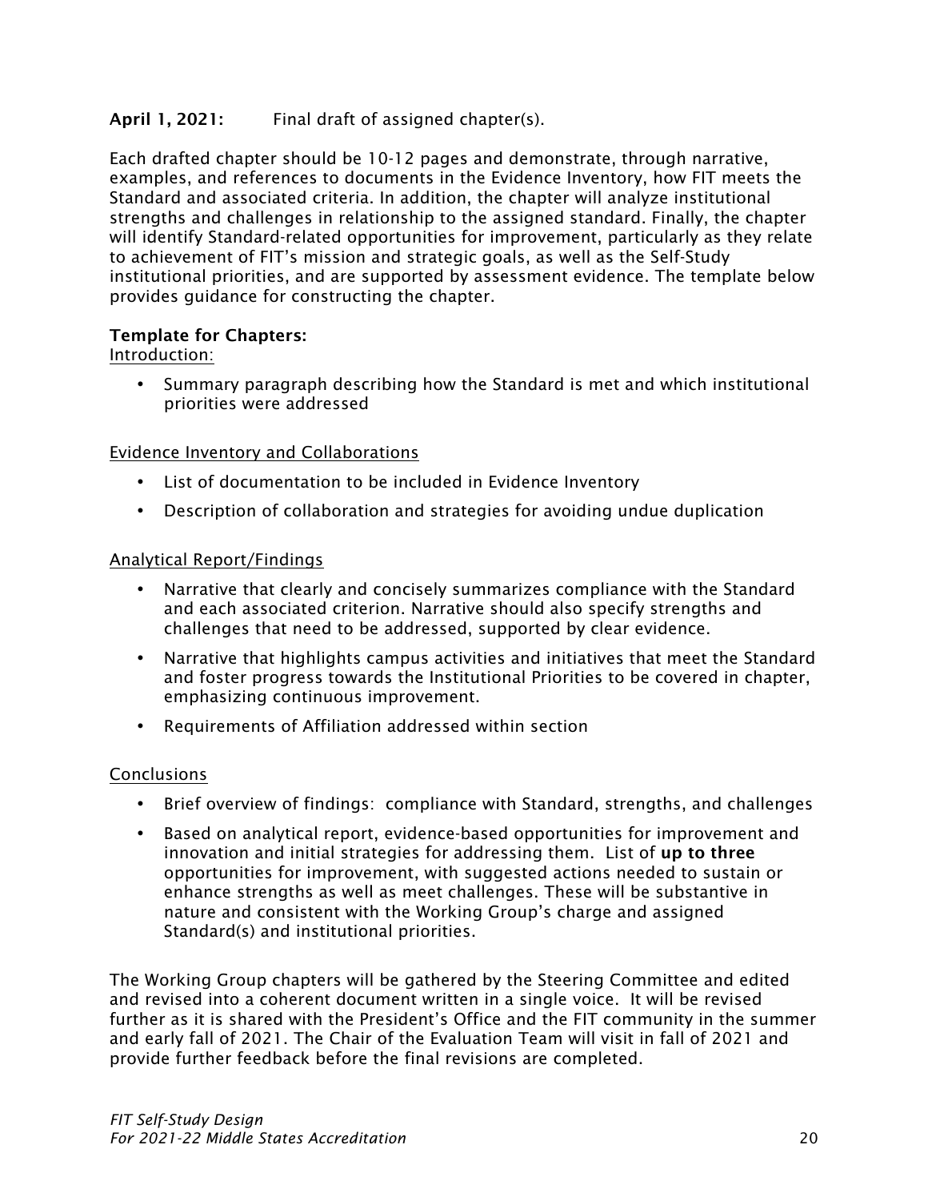**April 1, 2021:** Final draft of assigned chapter(s).

Each drafted chapter should be 10-12 pages and demonstrate, through narrative, examples, and references to documents in the Evidence Inventory, how FIT meets the Standard and associated criteria. In addition, the chapter will analyze institutional strengths and challenges in relationship to the assigned standard. Finally, the chapter will identify Standard-related opportunities for improvement, particularly as they relate to achievement of FIT's mission and strategic goals, as well as the Self-Study institutional priorities, and are supported by assessment evidence. The template below provides guidance for constructing the chapter.

**Template for Chapters:**

Introduction:

- Summary paragraph describing how the Standard is met and which institutional priorities were addressed

Evidence Inventory and Collaborations

- List of documentation to be included in Evidence Inventory
- Description of collaboration and strategies for avoiding undue duplication

Analytical Report/Findings

- Narrative that clearly and concisely summarizes compliance with the Standard and each associated criterion. Narrative should also specify strengths and challenges that need to be addressed, supported by clear evidence.
- Narrative that highlights campus activities and initiatives that meet the Standard and foster progress towards the Institutional Priorities to be covered in chapter, emphasizing continuous improvement.
- Requirements of Affiliation addressed within section

Conclusions

- Brief overview of findings: compliance with Standard, strengths, and challenges
- Based on analytical report, evidence-based opportunities for improvement and innovation and initial strategies for addressing them. List of **up to three** opportunities for improvement, with suggested actions needed to sustain or enhance strengths as well as meet challenges. These will be substantive in nature and consistent with the Working Group's charge and assigned Standard(s) and institutional priorities.

The Working Group chapters will be gathered by the Steering Committee and edited and revised into a coherent document written in a single voice. It will be revised further as it is shared with the President's Office and the FIT community in the summer and early fall of 2021. The Chair of the Evaluation Team will visit in fall of 2021 and provide further feedback before the final revisions are completed.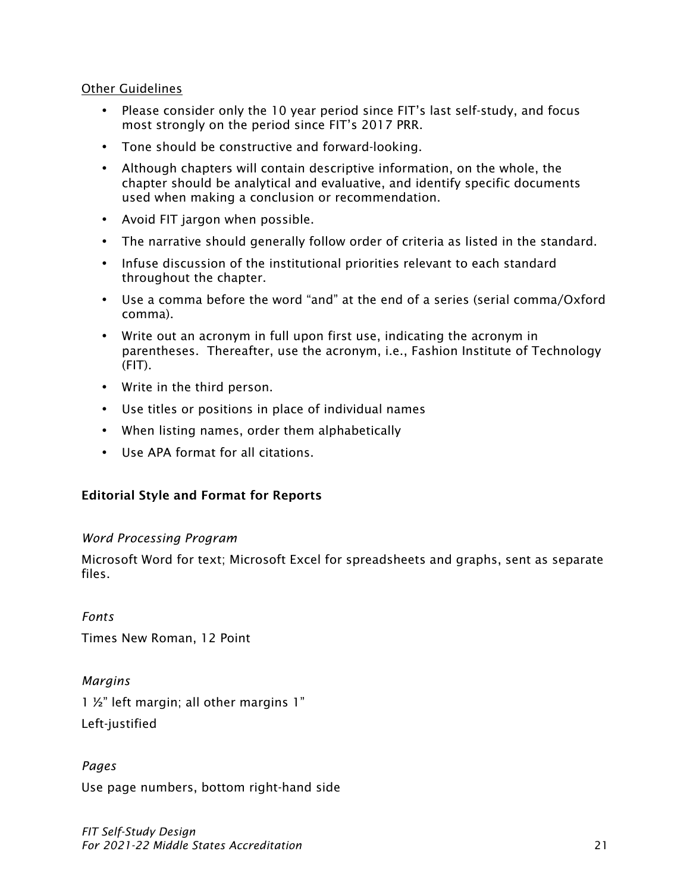<u>Other Guidelines</u>

- Please consider only the 10 year period since FIT's last self-study, and focus most strongly on the period since FIT's 2017 PRR.
- Tone should be constructive and forward-looking.
- Although chapters will contain descriptive information, on the whole, the chapter should be analytical and evaluative, and identify specific documents used when making a conclusion or recommendation.
- Avoid FIT jargon when possible.
- The narrative should generally follow order of criteria as listed in the standard.
- Infuse discussion of the institutional priorities relevant to each standard throughout the chapter.
- Use a comma before the word "and" at the end of a series (serial comma/Oxford comma).
- Write out an acronym in full upon first use, indicating the acronym in parentheses. Thereafter, use the acronym, i.e., Fashion Institute of Technology (FIT).
- Write in the third person.
- Use titles or positions in place of individual names
- When listing names, order them alphabetically
- Use APA format for all citations.

**Editorial Style and Format for Reports**

*Word Processing Program*

Microsoft Word for text; Microsoft Excel for spreadsheets and graphs, sent as separate files.

*Fonts*

Times New Roman, 12 Point

*Margins*

1 ½" left margin; all other margins 1"

Left-justified

*Pages*

Use page numbers, bottom right-hand side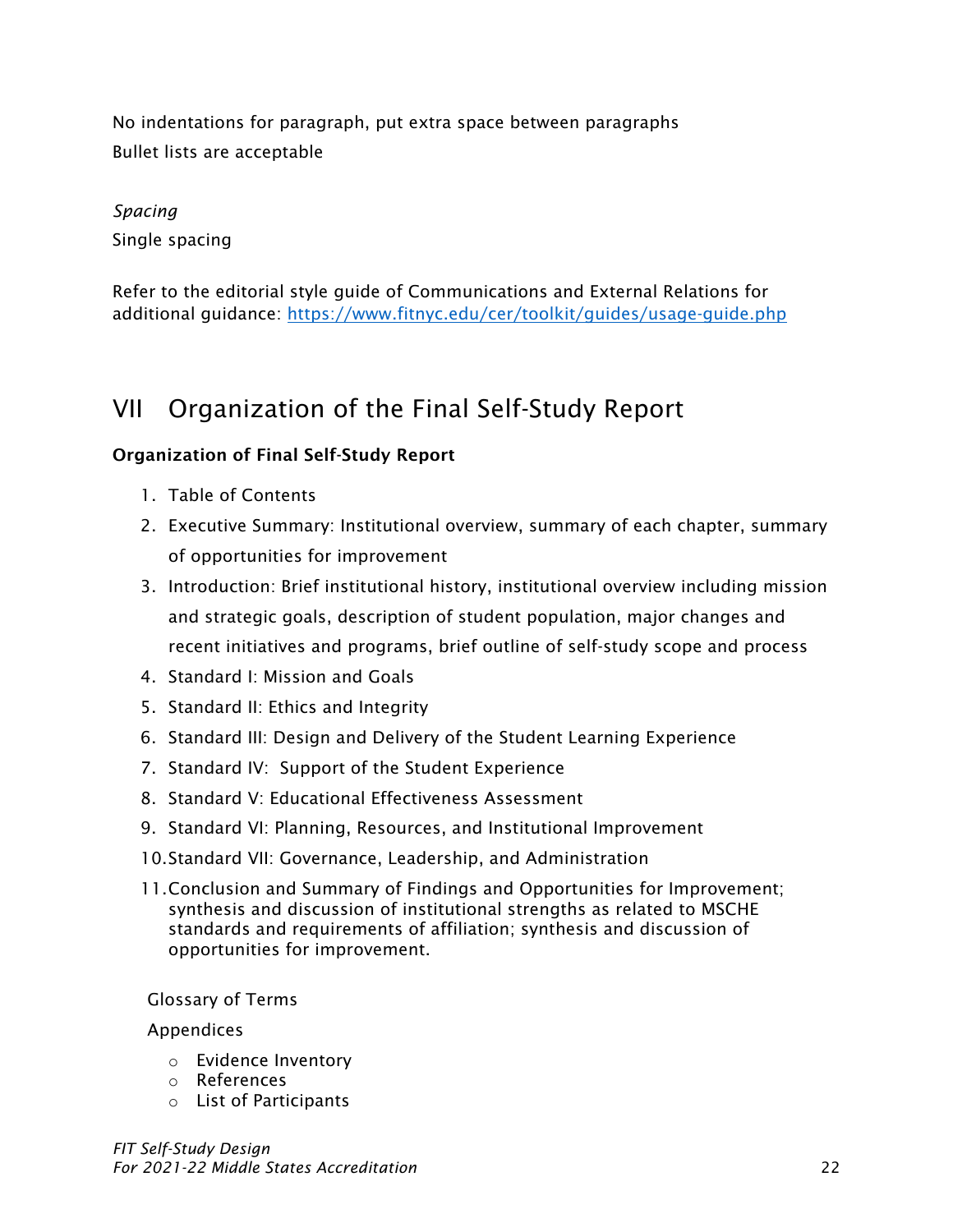No indentations for paragraph, put extra space between paragraphs

Bullet lists are acceptable

*Spacing*

Single spacing

Refer to the editorial style guide of Communications and External Relations for additional guidance: [https://www.fitnyc.edu/cer/toolkit/guides/usage-guide.php](https://www.fitnyc.edu/cer/toolkit/guides/usage-guide.php)

# VII Organization of the Final Self-Study Report

**Organization of Final Self-Study Report**

1. Table of Contents
2. Executive Summary: Institutional overview, summary of each chapter, summary of opportunities for improvement
3. Introduction: Brief institutional history, institutional overview including mission and strategic goals, description of student population, major changes and recent initiatives and programs, brief outline of self-study scope and process
4. Standard I: Mission and Goals
5. Standard II: Ethics and Integrity
6. Standard III: Design and Delivery of the Student Learning Experience
7. Standard IV: Support of the Student Experience
8. Standard V: Educational Effectiveness Assessment
9. Standard VI: Planning, Resources, and Institutional Improvement
10. Standard VII: Governance, Leadership, and Administration
11. Conclusion and Summary of Findings and Opportunities for Improvement; synthesis and discussion of institutional strengths as related to MSCHE standards and requirements of affiliation; synthesis and discussion of opportunities for improvement.

Glossary of Terms

Appendices

- Evidence Inventory
- References
- List of Participants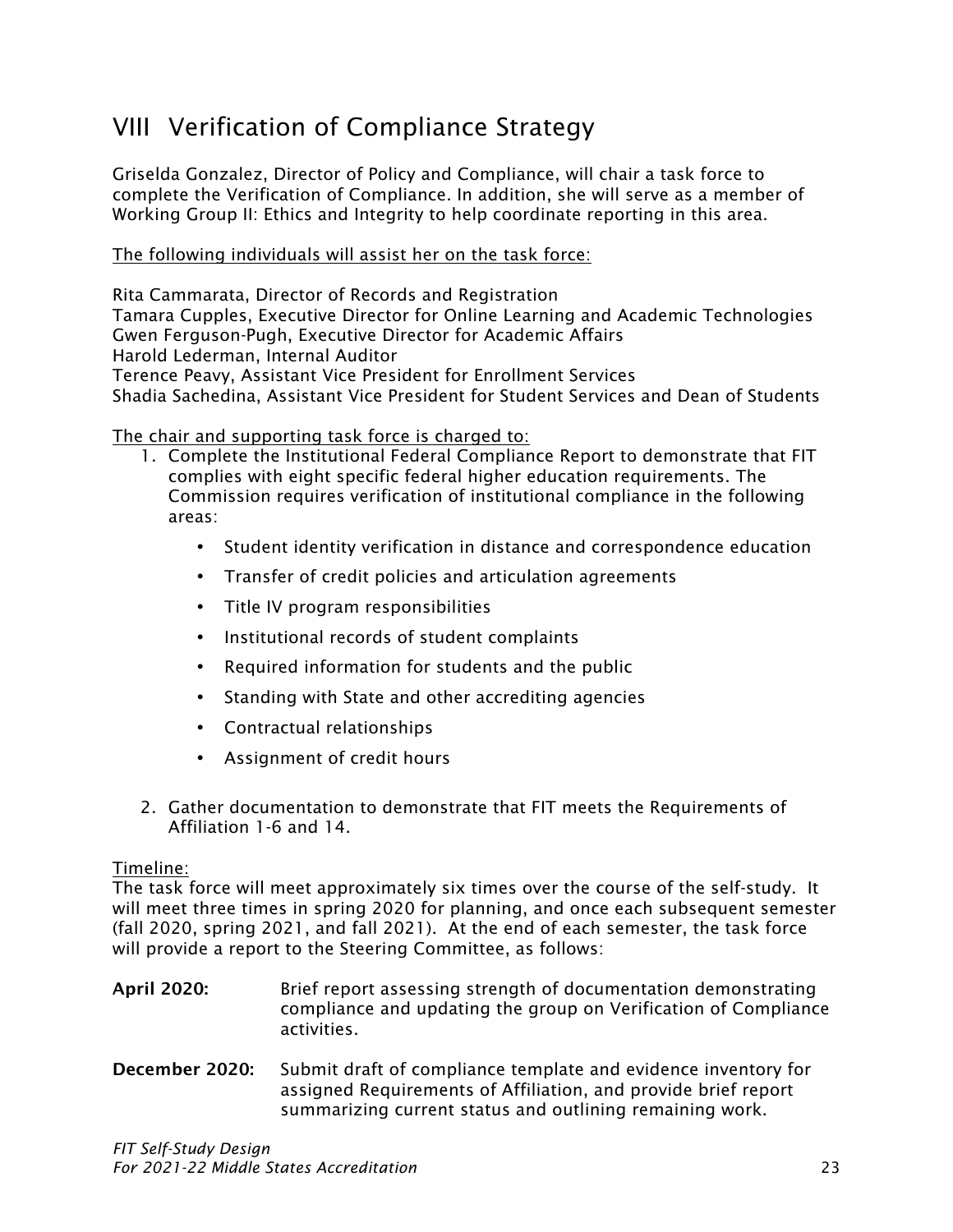# VIII Verification of Compliance Strategy

Griselda Gonzalez, Director of Policy and Compliance, will chair a task force to complete the Verification of Compliance. In addition, she will serve as a member of Working Group II: Ethics and Integrity to help coordinate reporting in this area.

The following individuals will assist her on the task force:

Rita Cammarata, Director of Records and Registration
Tamara Cupples, Executive Director for Online Learning and Academic Technologies
Gwen Ferguson-Pugh, Executive Director for Academic Affairs
Harold Lederman, Internal Auditor
Terence Peavy, Assistant Vice President for Enrollment Services
Shadia Sachedina, Assistant Vice President for Student Services and Dean of Students

The chair and supporting task force is charged to:

1. Complete the Institutional Federal Compliance Report to demonstrate that FIT complies with eight specific federal higher education requirements. The Commission requires verification of institutional compliance in the following areas:
   - Student identity verification in distance and correspondence education
   - Transfer of credit policies and articulation agreements
   - Title IV program responsibilities
   - Institutional records of student complaints
   - Required information for students and the public
   - Standing with State and other accrediting agencies
   - Contractual relationships
   - Assignment of credit hours
2. Gather documentation to demonstrate that FIT meets the Requirements of Affiliation 1-6 and 14.

Timeline:
The task force will meet approximately six times over the course of the self-study. It will meet three times in spring 2020 for planning, and once each subsequent semester (fall 2020, spring 2021, and fall 2021). At the end of each semester, the task force will provide a report to the Steering Committee, as follows:

**April 2020:** Brief report assessing strength of documentation demonstrating compliance and updating the group on Verification of Compliance activities.

**December 2020:** Submit draft of compliance template and evidence inventory for assigned Requirements of Affiliation, and provide brief report summarizing current status and outlining remaining work.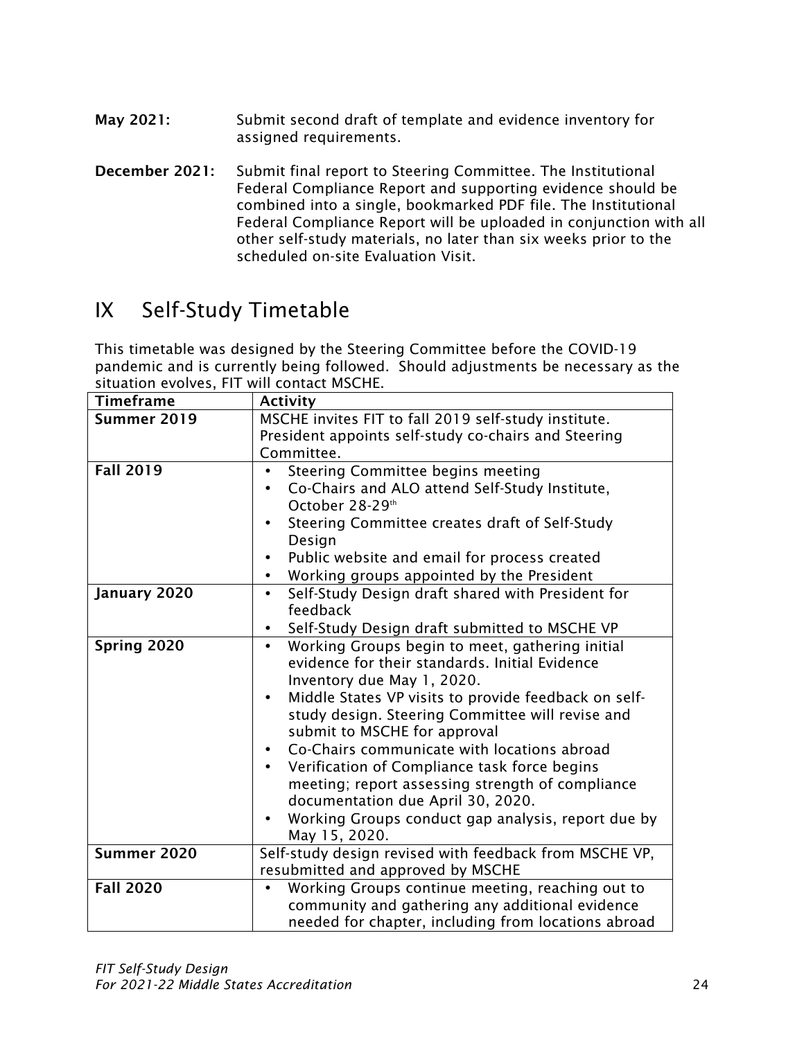**May 2021:** Submit second draft of template and evidence inventory for assigned requirements.

**December 2021:** Submit final report to Steering Committee. The Institutional Federal Compliance Report and supporting evidence should be combined into a single, bookmarked PDF file. The Institutional Federal Compliance Report will be uploaded in conjunction with all other self-study materials, no later than six weeks prior to the scheduled on-site Evaluation Visit.

# IX Self-Study Timetable

This timetable was designed by the Steering Committee before the COVID-19 pandemic and is currently being followed. Should adjustments be necessary as the situation evolves, FIT will contact MSCHE.

| Timeframe | Activity |
|---|---|
| **Summer 2019** | MSCHE invites FIT to fall 2019 self-study institute. President appoints self-study co-chairs and Steering Committee. |
| **Fall 2019** | • Steering Committee begins meeting<br>• Co-Chairs and ALO attend Self-Study Institute, October 28-29th<br>• Steering Committee creates draft of Self-Study Design<br>• Public website and email for process created<br>• Working groups appointed by the President |
| **January 2020** | • Self-Study Design draft shared with President for feedback<br>• Self-Study Design draft submitted to MSCHE VP |
| **Spring 2020** | • Working Groups begin to meet, gathering initial evidence for their standards. Initial Evidence Inventory due May 1, 2020.<br>• Middle States VP visits to provide feedback on self-study design. Steering Committee will revise and submit to MSCHE for approval<br>• Co-Chairs communicate with locations abroad<br>• Verification of Compliance task force begins meeting; report assessing strength of compliance documentation due April 30, 2020.<br>• Working Groups conduct gap analysis, report due by May 15, 2020. |
| **Summer 2020** | Self-study design revised with feedback from MSCHE VP, resubmitted and approved by MSCHE |
| **Fall 2020** | • Working Groups continue meeting, reaching out to community and gathering any additional evidence needed for chapter, including from locations abroad |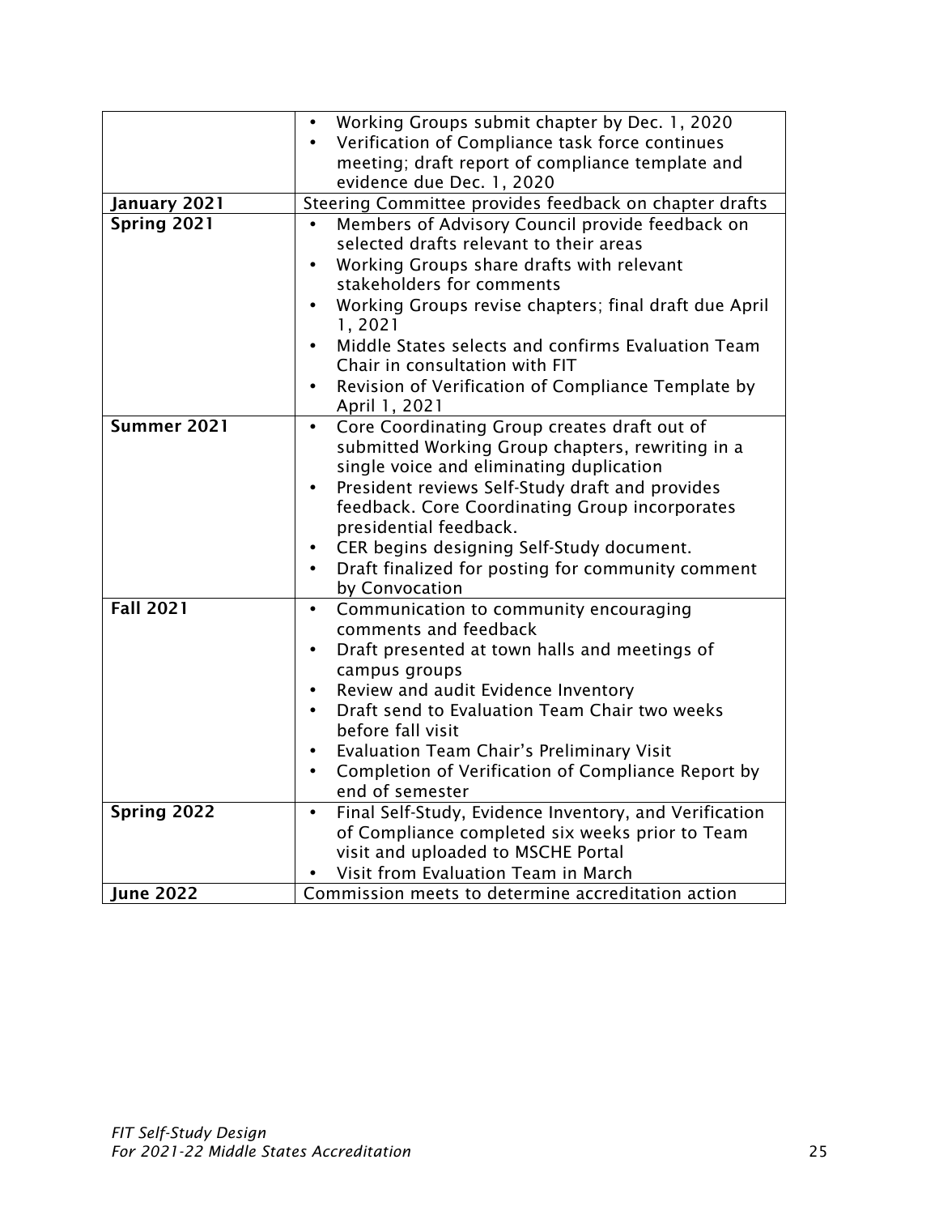| | |
|---|---|
| | • Working Groups submit chapter by Dec. 1, 2020<br>• Verification of Compliance task force continues meeting; draft report of compliance template and evidence due Dec. 1, 2020 |
| **January 2021** | Steering Committee provides feedback on chapter drafts |
| **Spring 2021** | • Members of Advisory Council provide feedback on selected drafts relevant to their areas<br>• Working Groups share drafts with relevant stakeholders for comments<br>• Working Groups revise chapters; final draft due April 1, 2021<br>• Middle States selects and confirms Evaluation Team Chair in consultation with FIT<br>• Revision of Verification of Compliance Template by April 1, 2021 |
| **Summer 2021** | • Core Coordinating Group creates draft out of submitted Working Group chapters, rewriting in a single voice and eliminating duplication<br>• President reviews Self-Study draft and provides feedback. Core Coordinating Group incorporates presidential feedback.<br>• CER begins designing Self-Study document.<br>• Draft finalized for posting for community comment by Convocation |
| **Fall 2021** | • Communication to community encouraging comments and feedback<br>• Draft presented at town halls and meetings of campus groups<br>• Review and audit Evidence Inventory<br>• Draft send to Evaluation Team Chair two weeks before fall visit<br>• Evaluation Team Chair's Preliminary Visit<br>• Completion of Verification of Compliance Report by end of semester |
| **Spring 2022** | • Final Self-Study, Evidence Inventory, and Verification of Compliance completed six weeks prior to Team visit and uploaded to MSCHE Portal<br>• Visit from Evaluation Team in March |
| **June 2022** | Commission meets to determine accreditation action |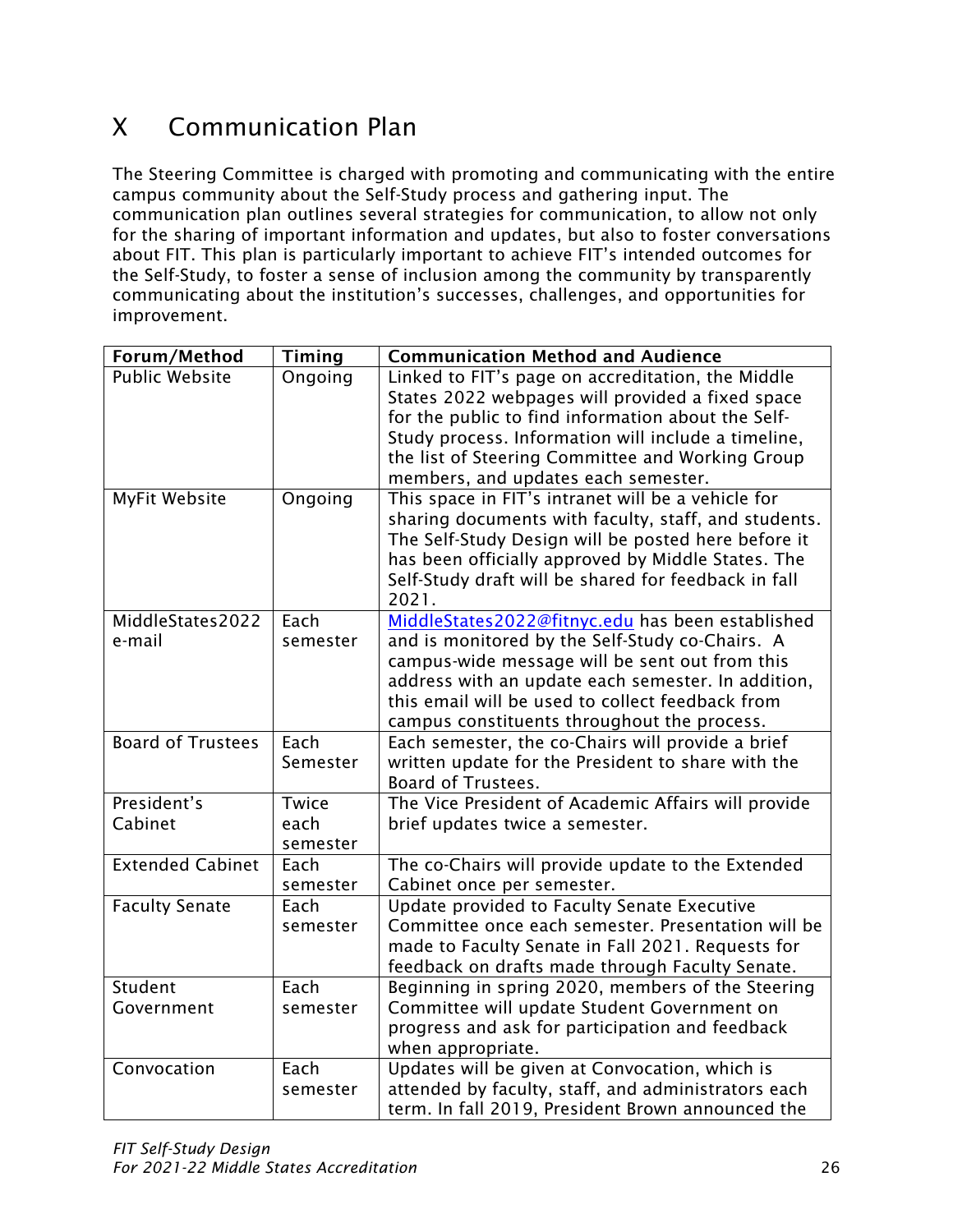# X Communication Plan

The Steering Committee is charged with promoting and communicating with the entire campus community about the Self-Study process and gathering input. The communication plan outlines several strategies for communication, to allow not only for the sharing of important information and updates, but also to foster conversations about FIT. This plan is particularly important to achieve FIT's intended outcomes for the Self-Study, to foster a sense of inclusion among the community by transparently communicating about the institution's successes, challenges, and opportunities for improvement.

| Forum/Method | Timing | Communication Method and Audience |
|---|---|---|
| Public Website | Ongoing | Linked to FIT's page on accreditation, the Middle States 2022 webpages will provided a fixed space for the public to find information about the Self-Study process. Information will include a timeline, the list of Steering Committee and Working Group members, and updates each semester. |
| MyFit Website | Ongoing | This space in FIT's intranet will be a vehicle for sharing documents with faculty, staff, and students. The Self-Study Design will be posted here before it has been officially approved by Middle States. The Self-Study draft will be shared for feedback in fall 2021. |
| MiddleStates2022 e-mail | Each semester | MiddleStates2022@fitnyc.edu has been established and is monitored by the Self-Study co-Chairs. A campus-wide message will be sent out from this address with an update each semester. In addition, this email will be used to collect feedback from campus constituents throughout the process. |
| Board of Trustees | Each Semester | Each semester, the co-Chairs will provide a brief written update for the President to share with the Board of Trustees. |
| President's Cabinet | Twice each semester | The Vice President of Academic Affairs will provide brief updates twice a semester. |
| Extended Cabinet | Each semester | The co-Chairs will provide update to the Extended Cabinet once per semester. |
| Faculty Senate | Each semester | Update provided to Faculty Senate Executive Committee once each semester. Presentation will be made to Faculty Senate in Fall 2021. Requests for feedback on drafts made through Faculty Senate. |
| Student Government | Each semester | Beginning in spring 2020, members of the Steering Committee will update Student Government on progress and ask for participation and feedback when appropriate. |
| Convocation | Each semester | Updates will be given at Convocation, which is attended by faculty, staff, and administrators each term. In fall 2019, President Brown announced the |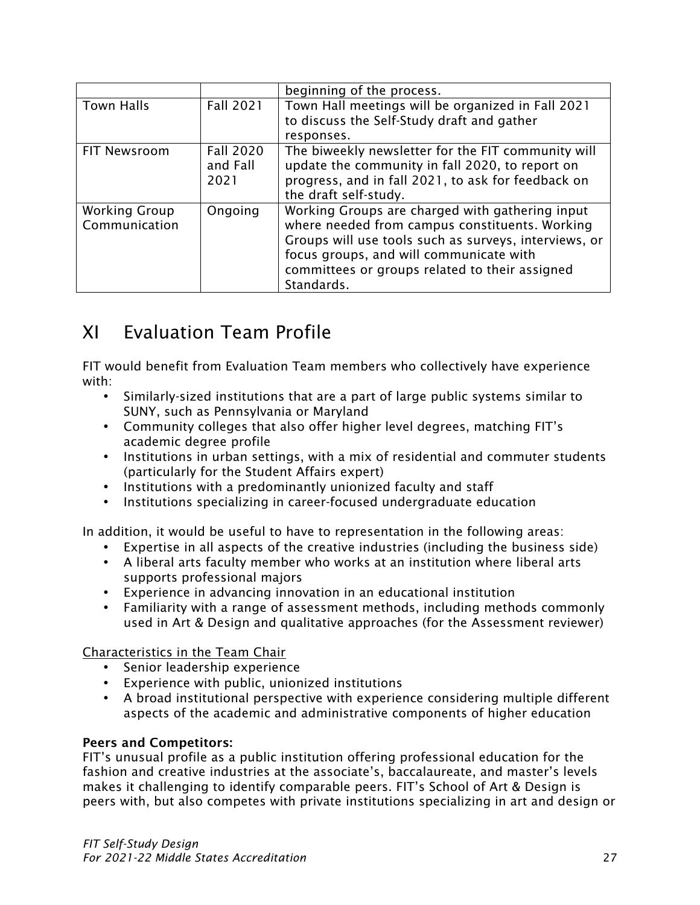| | | beginning of the process. |
|---|---|---|
| Town Halls | Fall 2021 | Town Hall meetings will be organized in Fall 2021 to discuss the Self-Study draft and gather responses. |
| FIT Newsroom | Fall 2020 and Fall 2021 | The biweekly newsletter for the FIT community will update the community in fall 2020, to report on progress, and in fall 2021, to ask for feedback on the draft self-study. |
| Working Group Communication | Ongoing | Working Groups are charged with gathering input where needed from campus constituents. Working Groups will use tools such as surveys, interviews, or focus groups, and will communicate with committees or groups related to their assigned Standards. |

# XI Evaluation Team Profile

FIT would benefit from Evaluation Team members who collectively have experience with:

- Similarly-sized institutions that are a part of large public systems similar to SUNY, such as Pennsylvania or Maryland
- Community colleges that also offer higher level degrees, matching FIT's academic degree profile
- Institutions in urban settings, with a mix of residential and commuter students (particularly for the Student Affairs expert)
- Institutions with a predominantly unionized faculty and staff
- Institutions specializing in career-focused undergraduate education

In addition, it would be useful to have to representation in the following areas:

- Expertise in all aspects of the creative industries (including the business side)
- A liberal arts faculty member who works at an institution where liberal arts supports professional majors
- Experience in advancing innovation in an educational institution
- Familiarity with a range of assessment methods, including methods commonly used in Art & Design and qualitative approaches (for the Assessment reviewer)

Characteristics in the Team Chair

- Senior leadership experience
- Experience with public, unionized institutions
- A broad institutional perspective with experience considering multiple different aspects of the academic and administrative components of higher education

**Peers and Competitors:**
FIT's unusual profile as a public institution offering professional education for the fashion and creative industries at the associate's, baccalaureate, and master's levels makes it challenging to identify comparable peers. FIT's School of Art & Design is peers with, but also competes with private institutions specializing in art and design or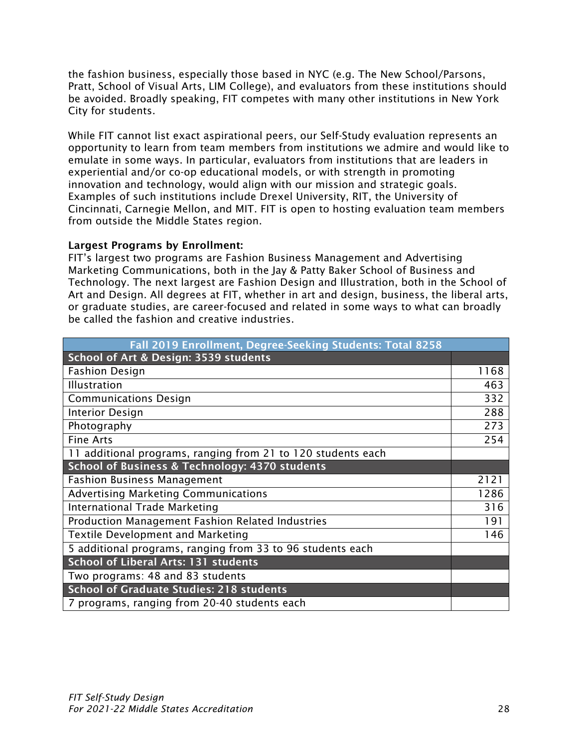the fashion business, especially those based in NYC (e.g. The New School/Parsons, Pratt, School of Visual Arts, LIM College), and evaluators from these institutions should be avoided. Broadly speaking, FIT competes with many other institutions in New York City for students.

While FIT cannot list exact aspirational peers, our Self-Study evaluation represents an opportunity to learn from team members from institutions we admire and would like to emulate in some ways. In particular, evaluators from institutions that are leaders in experiential and/or co-op educational models, or with strength in promoting innovation and technology, would align with our mission and strategic goals. Examples of such institutions include Drexel University, RIT, the University of Cincinnati, Carnegie Mellon, and MIT. FIT is open to hosting evaluation team members from outside the Middle States region.

**Largest Programs by Enrollment:**
FIT's largest two programs are Fashion Business Management and Advertising Marketing Communications, both in the Jay & Patty Baker School of Business and Technology. The next largest are Fashion Design and Illustration, both in the School of Art and Design. All degrees at FIT, whether in art and design, business, the liberal arts, or graduate studies, are career-focused and related in some ways to what can broadly be called the fashion and creative industries.

| Fall 2019 Enrollment, Degree-Seeking Students: Total 8258 | |
|---|---|
| **School of Art & Design: 3539 students** | |
| Fashion Design | 1168 |
| Illustration | 463 |
| Communications Design | 332 |
| Interior Design | 288 |
| Photography | 273 |
| Fine Arts | 254 |
| 11 additional programs, ranging from 21 to 120 students each | |
| **School of Business & Technology: 4370 students** | |
| Fashion Business Management | 2121 |
| Advertising Marketing Communications | 1286 |
| International Trade Marketing | 316 |
| Production Management Fashion Related Industries | 191 |
| Textile Development and Marketing | 146 |
| 5 additional programs, ranging from 33 to 96 students each | |
| **School of Liberal Arts: 131 students** | |
| Two programs: 48 and 83 students | |
| **School of Graduate Studies: 218 students** | |
| 7 programs, ranging from 20-40 students each | |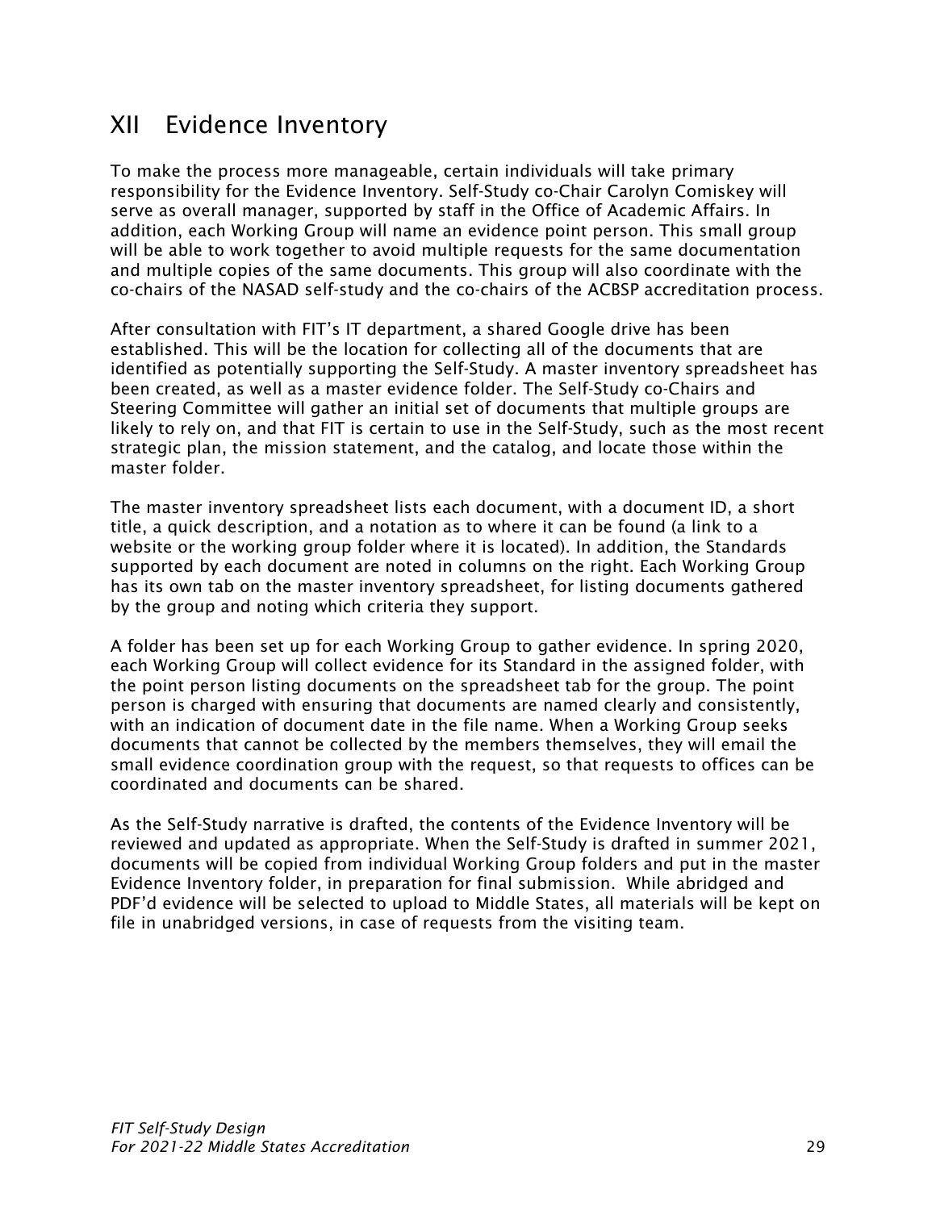# XII Evidence Inventory

To make the process more manageable, certain individuals will take primary responsibility for the Evidence Inventory. Self-Study co-Chair Carolyn Comiskey will serve as overall manager, supported by staff in the Office of Academic Affairs. In addition, each Working Group will name an evidence point person. This small group will be able to work together to avoid multiple requests for the same documentation and multiple copies of the same documents. This group will also coordinate with the co-chairs of the NASAD self-study and the co-chairs of the ACBSP accreditation process.

After consultation with FIT's IT department, a shared Google drive has been established. This will be the location for collecting all of the documents that are identified as potentially supporting the Self-Study. A master inventory spreadsheet has been created, as well as a master evidence folder. The Self-Study co-Chairs and Steering Committee will gather an initial set of documents that multiple groups are likely to rely on, and that FIT is certain to use in the Self-Study, such as the most recent strategic plan, the mission statement, and the catalog, and locate those within the master folder.

The master inventory spreadsheet lists each document, with a document ID, a short title, a quick description, and a notation as to where it can be found (a link to a website or the working group folder where it is located). In addition, the Standards supported by each document are noted in columns on the right. Each Working Group has its own tab on the master inventory spreadsheet, for listing documents gathered by the group and noting which criteria they support.

A folder has been set up for each Working Group to gather evidence. In spring 2020, each Working Group will collect evidence for its Standard in the assigned folder, with the point person listing documents on the spreadsheet tab for the group. The point person is charged with ensuring that documents are named clearly and consistently, with an indication of document date in the file name. When a Working Group seeks documents that cannot be collected by the members themselves, they will email the small evidence coordination group with the request, so that requests to offices can be coordinated and documents can be shared.

As the Self-Study narrative is drafted, the contents of the Evidence Inventory will be reviewed and updated as appropriate. When the Self-Study is drafted in summer 2021, documents will be copied from individual Working Group folders and put in the master Evidence Inventory folder, in preparation for final submission. While abridged and PDF'd evidence will be selected to upload to Middle States, all materials will be kept on file in unabridged versions, in case of requests from the visiting team.